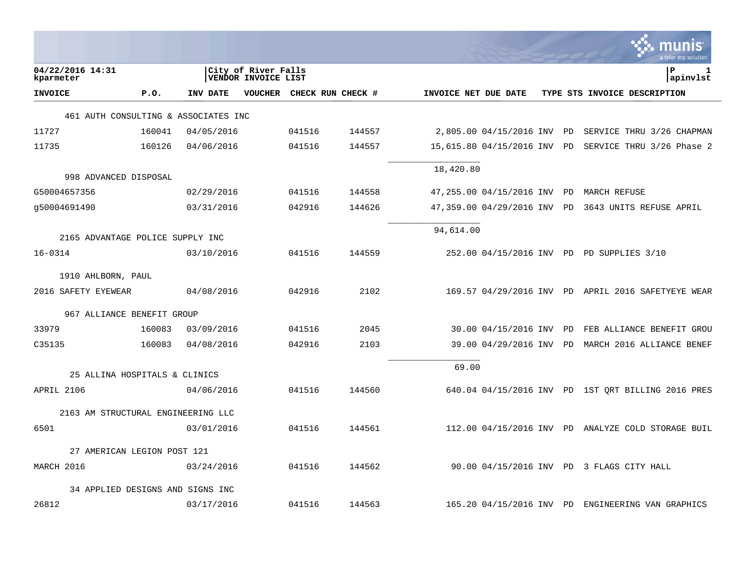04/22/2016 14:31
kparmeter

City of River Falls
VENDOR INVOICE LIST

P 1
apinvlst

| INVOICE | P.O. | INV DATE | VOUCHER | CHECK RUN | CHECK # | INVOICE NET | DUE DATE | TYPE | STS | INVOICE DESCRIPTION |
|---|---|---|---|---|---|---|---|---|---|---|
| 461 AUTH CONSULTING & ASSOCIATES INC | | | | | | | | | | |
| 11727 | 160041 | 04/05/2016 | | 041516 | 144557 | 2,805.00 | 04/15/2016 | INV | PD | SERVICE THRU 3/26 CHAPMAN |
| 11735 | 160126 | 04/06/2016 | | 041516 | 144557 | 15,615.80 | 04/15/2016 | INV | PD | SERVICE THRU 3/26 Phase 2 |
| | | | | | | 18,420.80 | | | | |
| 998 ADVANCED DISPOSAL | | | | | | | | | | |
| G50004657356 | | 02/29/2016 | | 041516 | 144558 | 47,255.00 | 04/15/2016 | INV | PD | MARCH REFUSE |
| g50004691490 | | 03/31/2016 | | 042916 | 144626 | 47,359.00 | 04/29/2016 | INV | PD | 3643 UNITS REFUSE APRIL |
| | | | | | | 94,614.00 | | | | |
| 2165 ADVANTAGE POLICE SUPPLY INC | | | | | | | | | | |
| 16-0314 | | 03/10/2016 | | 041516 | 144559 | 252.00 | 04/15/2016 | INV | PD | PD SUPPLIES 3/10 |
| 1910 AHLBORN, PAUL | | | | | | | | | | |
| 2016 SAFETY EYEWEAR | | 04/08/2016 | | 042916 | 2102 | 169.57 | 04/29/2016 | INV | PD | APRIL 2016 SAFETYEYE WEAR |
| 967 ALLIANCE BENEFIT GROUP | | | | | | | | | | |
| 33979 | 160083 | 03/09/2016 | | 041516 | 2045 | 30.00 | 04/15/2016 | INV | PD | FEB ALLIANCE BENEFIT GROU |
| C35135 | 160083 | 04/08/2016 | | 042916 | 2103 | 39.00 | 04/29/2016 | INV | PD | MARCH 2016 ALLIANCE BENEF |
| | | | | | | 69.00 | | | | |
| 25 ALLINA HOSPITALS & CLINICS | | | | | | | | | | |
| APRIL 2106 | | 04/06/2016 | | 041516 | 144560 | 640.04 | 04/15/2016 | INV | PD | 1ST QRT BILLING 2016 PRES |
| 2163 AM STRUCTURAL ENGINEERING LLC | | | | | | | | | | |
| 6501 | | 03/01/2016 | | 041516 | 144561 | 112.00 | 04/15/2016 | INV | PD | ANALYZE COLD STORAGE BUIL |
| 27 AMERICAN LEGION POST 121 | | | | | | | | | | |
| MARCH 2016 | | 03/24/2016 | | 041516 | 144562 | 90.00 | 04/15/2016 | INV | PD | 3 FLAGS CITY HALL |
| 34 APPLIED DESIGNS AND SIGNS INC | | | | | | | | | | |
| 26812 | | 03/17/2016 | | 041516 | 144563 | 165.20 | 04/15/2016 | INV | PD | ENGINEERING VAN GRAPHICS |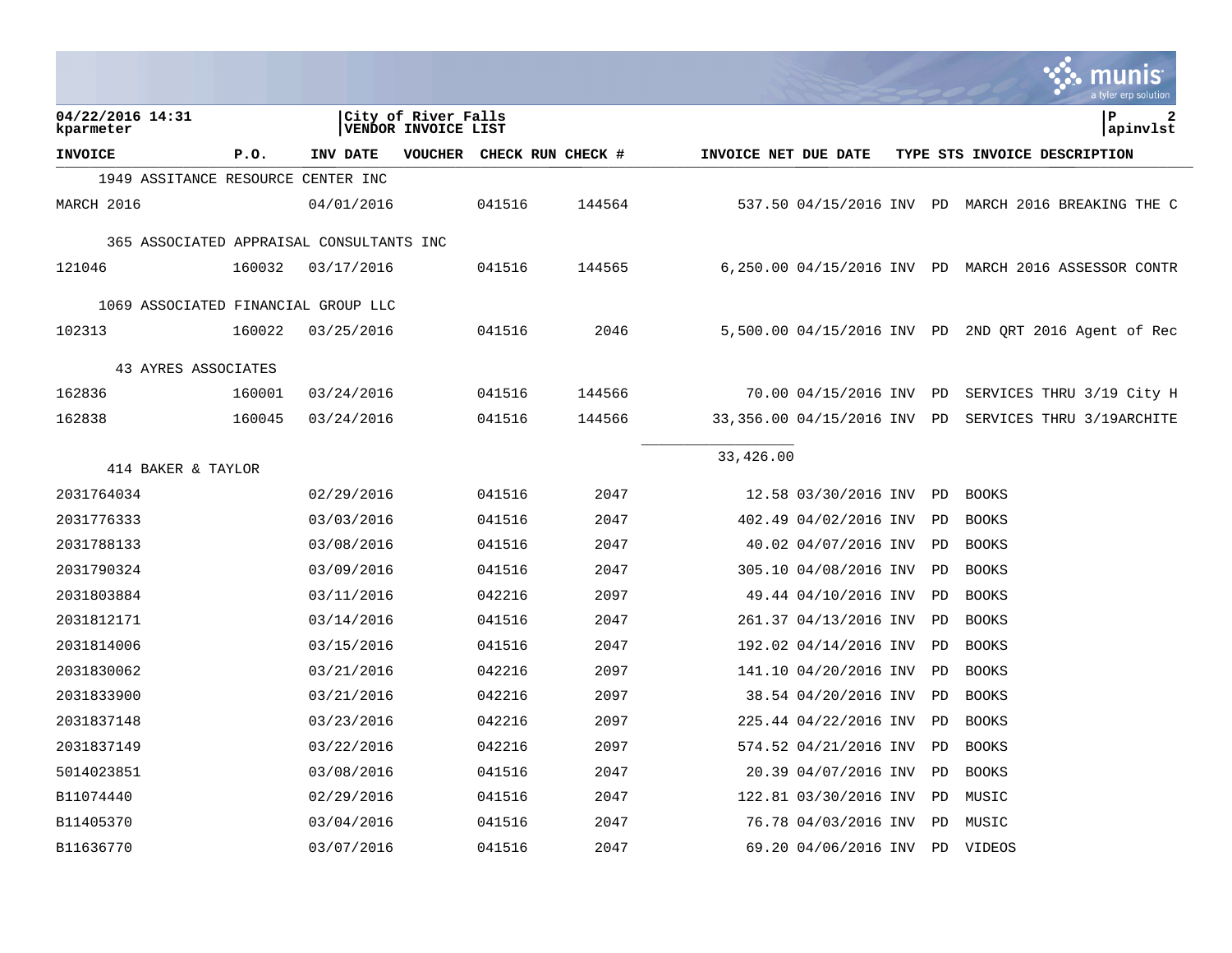04/22/2016 14:31 | City of River Falls | P 2
kparmeter | VENDOR INVOICE LIST | apinvlst

| INVOICE | P.O. | INV DATE | VOUCHER | CHECK RUN | CHECK # | INVOICE NET | DUE DATE | TYPE | STS | INVOICE DESCRIPTION |
|---|---|---|---|---|---|---|---|---|---|---|
| 1949 ASSITANCE RESOURCE CENTER INC | | | | | | | | | | |
| MARCH 2016 | | 04/01/2016 | | 041516 | 144564 | 537.50 | 04/15/2016 | INV | PD | MARCH 2016 BREAKING THE C |
| 365 ASSOCIATED APPRAISAL CONSULTANTS INC | | | | | | | | | | |
| 121046 | 160032 | 03/17/2016 | | 041516 | 144565 | 6,250.00 | 04/15/2016 | INV | PD | MARCH 2016 ASSESSOR CONTR |
| 1069 ASSOCIATED FINANCIAL GROUP LLC | | | | | | | | | | |
| 102313 | 160022 | 03/25/2016 | | 041516 | 2046 | 5,500.00 | 04/15/2016 | INV | PD | 2ND QRT 2016 Agent of Rec |
| 43 AYRES ASSOCIATES | | | | | | | | | | |
| 162836 | 160001 | 03/24/2016 | | 041516 | 144566 | 70.00 | 04/15/2016 | INV | PD | SERVICES THRU 3/19 City H |
| 162838 | 160045 | 03/24/2016 | | 041516 | 144566 | 33,356.00 | 04/15/2016 | INV | PD | SERVICES THRU 3/19ARCHITE |
| | | | | | | 33,426.00 | | | | |
| 414 BAKER & TAYLOR | | | | | | | | | | |
| 2031764034 | | 02/29/2016 | | 041516 | 2047 | 12.58 | 03/30/2016 | INV | PD | BOOKS |
| 2031776333 | | 03/03/2016 | | 041516 | 2047 | 402.49 | 04/02/2016 | INV | PD | BOOKS |
| 2031788133 | | 03/08/2016 | | 041516 | 2047 | 40.02 | 04/07/2016 | INV | PD | BOOKS |
| 2031790324 | | 03/09/2016 | | 041516 | 2047 | 305.10 | 04/08/2016 | INV | PD | BOOKS |
| 2031803884 | | 03/11/2016 | | 042216 | 2097 | 49.44 | 04/10/2016 | INV | PD | BOOKS |
| 2031812171 | | 03/14/2016 | | 041516 | 2047 | 261.37 | 04/13/2016 | INV | PD | BOOKS |
| 2031814006 | | 03/15/2016 | | 041516 | 2047 | 192.02 | 04/14/2016 | INV | PD | BOOKS |
| 2031830062 | | 03/21/2016 | | 042216 | 2097 | 141.10 | 04/20/2016 | INV | PD | BOOKS |
| 2031833900 | | 03/21/2016 | | 042216 | 2097 | 38.54 | 04/20/2016 | INV | PD | BOOKS |
| 2031837148 | | 03/23/2016 | | 042216 | 2097 | 225.44 | 04/22/2016 | INV | PD | BOOKS |
| 2031837149 | | 03/22/2016 | | 042216 | 2097 | 574.52 | 04/21/2016 | INV | PD | BOOKS |
| 5014023851 | | 03/08/2016 | | 041516 | 2047 | 20.39 | 04/07/2016 | INV | PD | BOOKS |
| B11074440 | | 02/29/2016 | | 041516 | 2047 | 122.81 | 03/30/2016 | INV | PD | MUSIC |
| B11405370 | | 03/04/2016 | | 041516 | 2047 | 76.78 | 04/03/2016 | INV | PD | MUSIC |
| B11636770 | | 03/07/2016 | | 041516 | 2047 | 69.20 | 04/06/2016 | INV | PD | VIDEOS |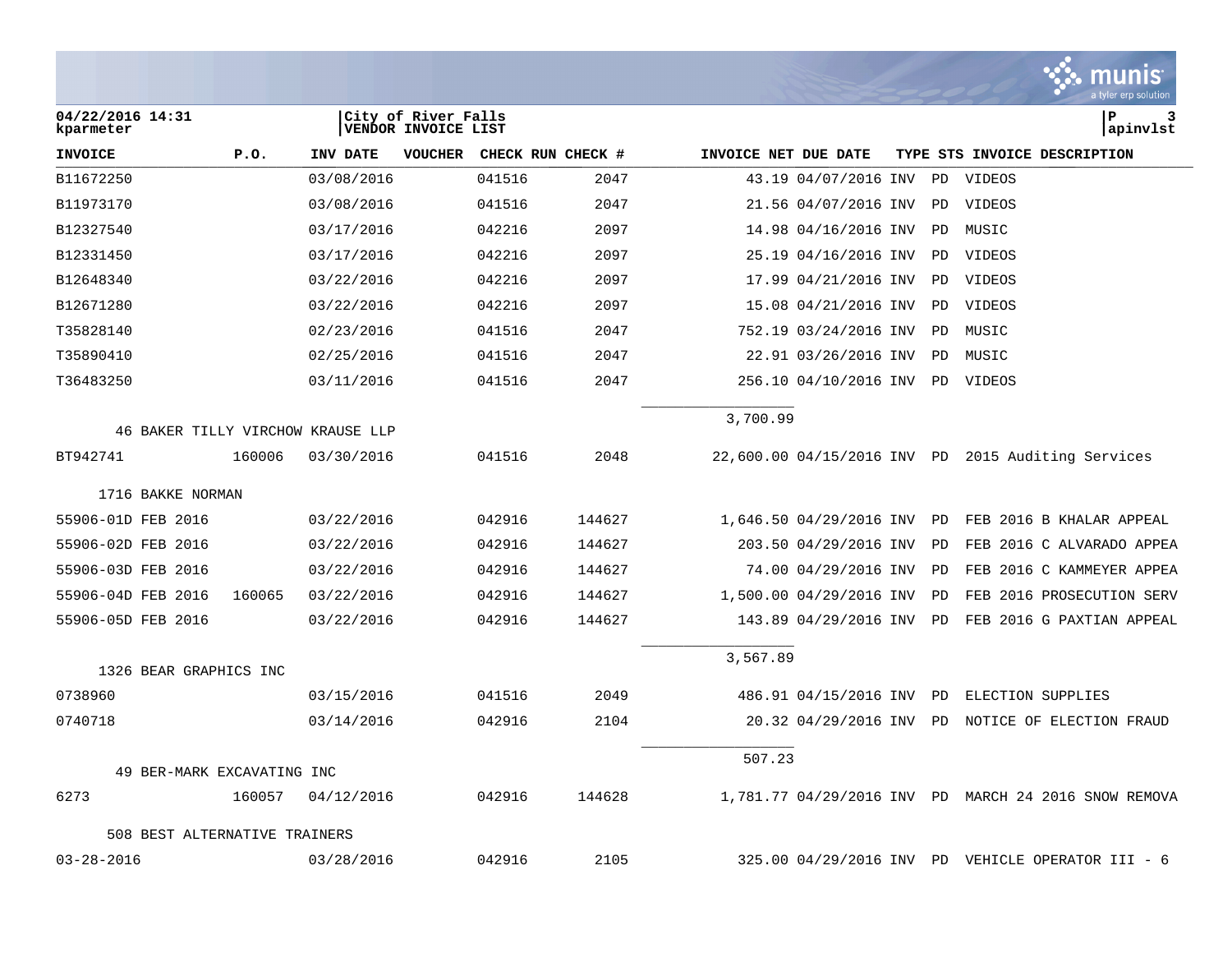| INVOICE | P.O. | INV DATE | VOUCHER | CHECK RUN | CHECK # | INVOICE NET | DUE DATE | TYPE | STS | INVOICE DESCRIPTION |
|---|---|---|---|---|---|---|---|---|---|---|
| B11672250 | | 03/08/2016 | | 041516 | 2047 | 43.19 | 04/07/2016 | INV | PD | VIDEOS |
| B11973170 | | 03/08/2016 | | 041516 | 2047 | 21.56 | 04/07/2016 | INV | PD | VIDEOS |
| B12327540 | | 03/17/2016 | | 042216 | 2097 | 14.98 | 04/16/2016 | INV | PD | MUSIC |
| B12331450 | | 03/17/2016 | | 042216 | 2097 | 25.19 | 04/16/2016 | INV | PD | VIDEOS |
| B12648340 | | 03/22/2016 | | 042216 | 2097 | 17.99 | 04/21/2016 | INV | PD | VIDEOS |
| B12671280 | | 03/22/2016 | | 042216 | 2097 | 15.08 | 04/21/2016 | INV | PD | VIDEOS |
| T35828140 | | 02/23/2016 | | 041516 | 2047 | 752.19 | 03/24/2016 | INV | PD | MUSIC |
| T35890410 | | 02/25/2016 | | 041516 | 2047 | 22.91 | 03/26/2016 | INV | PD | MUSIC |
| T36483250 | | 03/11/2016 | | 041516 | 2047 | 256.10 | 04/10/2016 | INV | PD | VIDEOS |
| | | | | | | 3,700.99 | | | | |
| 46 BAKER TILLY VIRCHOW KRAUSE LLP | | | | | | | | | | |
| BT942741 | 160006 | 03/30/2016 | | 041516 | 2048 | 22,600.00 | 04/15/2016 | INV | PD | 2015 Auditing Services |
| 1716 BAKKE NORMAN | | | | | | | | | | |
| 55906-01D FEB 2016 | | 03/22/2016 | | 042916 | 144627 | 1,646.50 | 04/29/2016 | INV | PD | FEB 2016 B KHALAR APPEAL |
| 55906-02D FEB 2016 | | 03/22/2016 | | 042916 | 144627 | 203.50 | 04/29/2016 | INV | PD | FEB 2016 C ALVARADO APPEA |
| 55906-03D FEB 2016 | | 03/22/2016 | | 042916 | 144627 | 74.00 | 04/29/2016 | INV | PD | FEB 2016 C KAMMEYER APPEA |
| 55906-04D FEB 2016 | 160065 | 03/22/2016 | | 042916 | 144627 | 1,500.00 | 04/29/2016 | INV | PD | FEB 2016 PROSECUTION SERV |
| 55906-05D FEB 2016 | | 03/22/2016 | | 042916 | 144627 | 143.89 | 04/29/2016 | INV | PD | FEB 2016 G PAXTIAN APPEAL |
| | | | | | | 3,567.89 | | | | |
| 1326 BEAR GRAPHICS INC | | | | | | | | | | |
| 0738960 | | 03/15/2016 | | 041516 | 2049 | 486.91 | 04/15/2016 | INV | PD | ELECTION SUPPLIES |
| 0740718 | | 03/14/2016 | | 042916 | 2104 | 20.32 | 04/29/2016 | INV | PD | NOTICE OF ELECTION FRAUD |
| | | | | | | 507.23 | | | | |
| 49 BER-MARK EXCAVATING INC | | | | | | | | | | |
| 6273 | 160057 | 04/12/2016 | | 042916 | 144628 | 1,781.77 | 04/29/2016 | INV | PD | MARCH 24 2016 SNOW REMOVA |
| 508 BEST ALTERNATIVE TRAINERS | | | | | | | | | | |
| 03-28-2016 | | 03/28/2016 | | 042916 | 2105 | 325.00 | 04/29/2016 | INV | PD | VEHICLE OPERATOR III - 6 |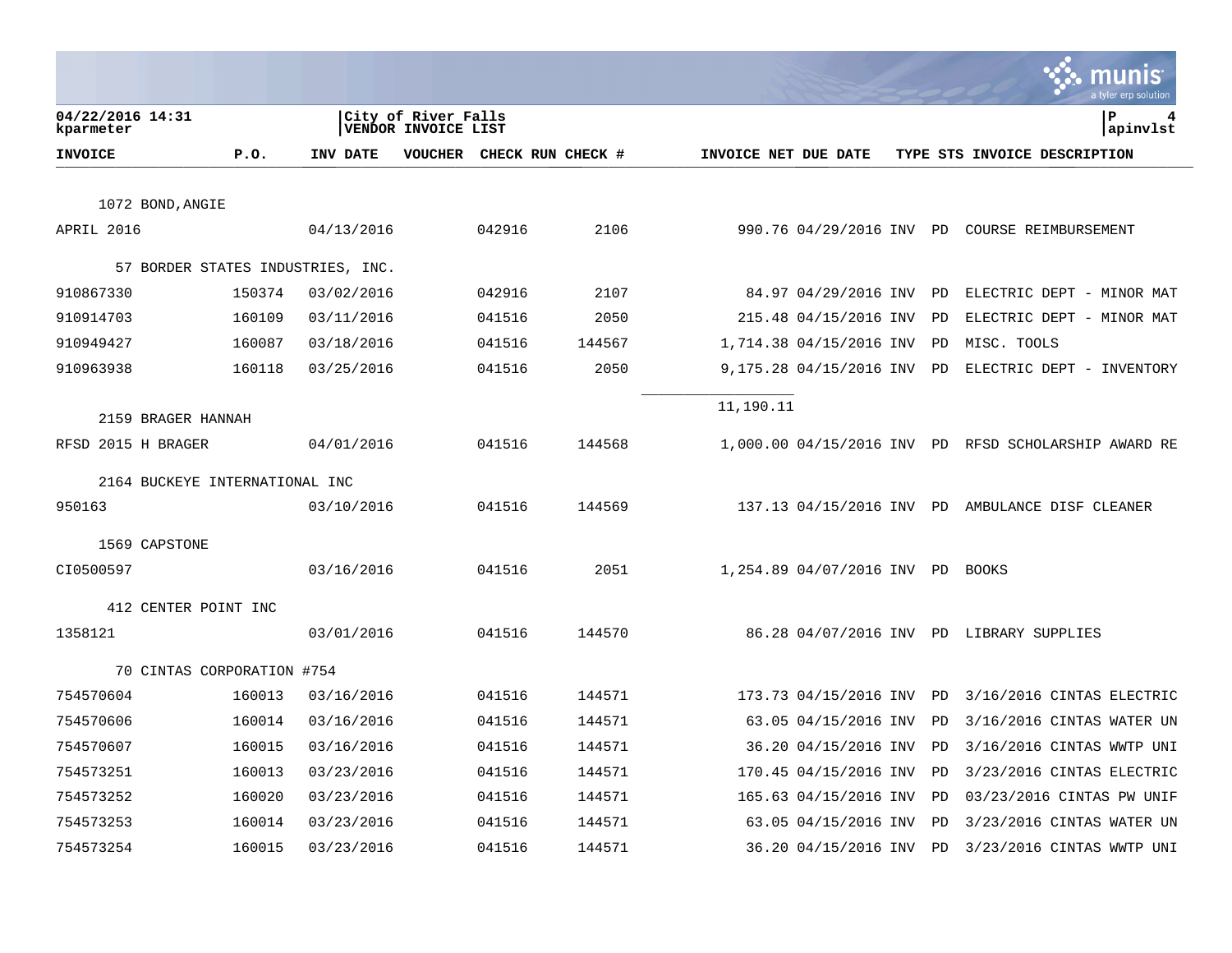City of River Falls
VENDOR INVOICE LIST

04/22/2016 14:31
kparmeter

| INVOICE | P.O. | INV DATE | VOUCHER | CHECK RUN | CHECK # | INVOICE NET | DUE DATE | TYPE | STS | INVOICE DESCRIPTION |
|---|---|---|---|---|---|---|---|---|---|---|
| 1072 BOND,ANGIE | | | | | | | | | | |
| APRIL 2016 | | 04/13/2016 | | 042916 | 2106 | 990.76 | 04/29/2016 | INV | PD | COURSE REIMBURSEMENT |
| 57 BORDER STATES INDUSTRIES, INC. | | | | | | | | | | |
| 910867330 | 150374 | 03/02/2016 | | 042916 | 2107 | 84.97 | 04/29/2016 | INV | PD | ELECTRIC DEPT - MINOR MAT |
| 910914703 | 160109 | 03/11/2016 | | 041516 | 2050 | 215.48 | 04/15/2016 | INV | PD | ELECTRIC DEPT - MINOR MAT |
| 910949427 | 160087 | 03/18/2016 | | 041516 | 144567 | 1,714.38 | 04/15/2016 | INV | PD | MISC. TOOLS |
| 910963938 | 160118 | 03/25/2016 | | 041516 | 2050 | 9,175.28 | 04/15/2016 | INV | PD | ELECTRIC DEPT - INVENTORY |
| | | | | | | 11,190.11 | | | | |
| 2159 BRAGER HANNAH | | | | | | | | | | |
| RFSD 2015 H BRAGER | | 04/01/2016 | | 041516 | 144568 | 1,000.00 | 04/15/2016 | INV | PD | RFSD SCHOLARSHIP AWARD RE |
| 2164 BUCKEYE INTERNATIONAL INC | | | | | | | | | | |
| 950163 | | 03/10/2016 | | 041516 | 144569 | 137.13 | 04/15/2016 | INV | PD | AMBULANCE DISF CLEANER |
| 1569 CAPSTONE | | | | | | | | | | |
| CI0500597 | | 03/16/2016 | | 041516 | 2051 | 1,254.89 | 04/07/2016 | INV | PD | BOOKS |
| 412 CENTER POINT INC | | | | | | | | | | |
| 1358121 | | 03/01/2016 | | 041516 | 144570 | 86.28 | 04/07/2016 | INV | PD | LIBRARY SUPPLIES |
| 70 CINTAS CORPORATION #754 | | | | | | | | | | |
| 754570604 | 160013 | 03/16/2016 | | 041516 | 144571 | 173.73 | 04/15/2016 | INV | PD | 3/16/2016 CINTAS ELECTRIC |
| 754570606 | 160014 | 03/16/2016 | | 041516 | 144571 | 63.05 | 04/15/2016 | INV | PD | 3/16/2016 CINTAS WATER UN |
| 754570607 | 160015 | 03/16/2016 | | 041516 | 144571 | 36.20 | 04/15/2016 | INV | PD | 3/16/2016 CINTAS WWTP UNI |
| 754573251 | 160013 | 03/23/2016 | | 041516 | 144571 | 170.45 | 04/15/2016 | INV | PD | 3/23/2016 CINTAS ELECTRIC |
| 754573252 | 160020 | 03/23/2016 | | 041516 | 144571 | 165.63 | 04/15/2016 | INV | PD | 03/23/2016 CINTAS PW UNIF |
| 754573253 | 160014 | 03/23/2016 | | 041516 | 144571 | 63.05 | 04/15/2016 | INV | PD | 3/23/2016 CINTAS WATER UN |
| 754573254 | 160015 | 03/23/2016 | | 041516 | 144571 | 36.20 | 04/15/2016 | INV | PD | 3/23/2016 CINTAS WWTP UNI |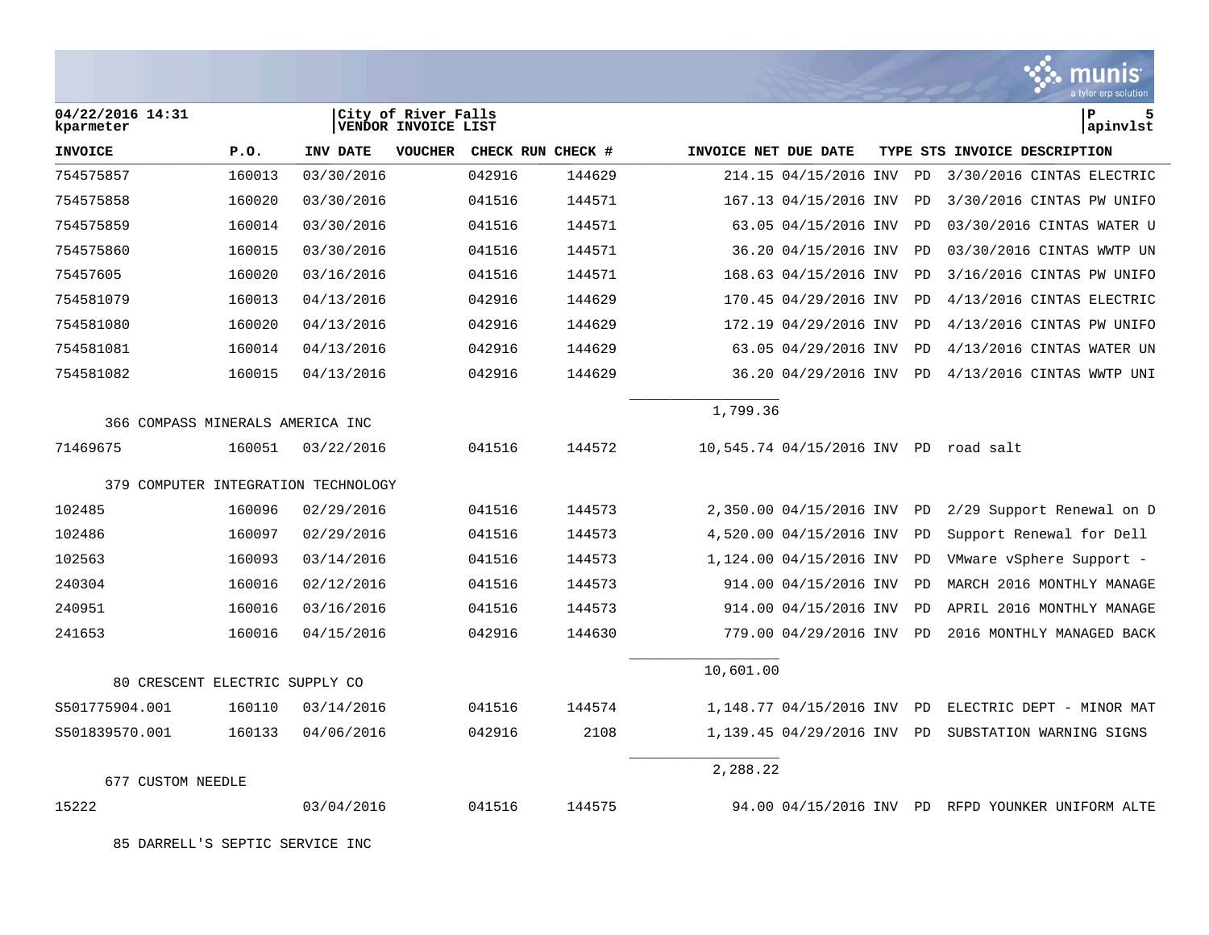04/22/2016 14:31 | City of River Falls | P 5
kparmeter | VENDOR INVOICE LIST | apinvlst

| INVOICE | P.O. | INV DATE | VOUCHER | CHECK RUN | CHECK # | INVOICE NET | DUE DATE | TYPE | STS | INVOICE DESCRIPTION |
|---|---|---|---|---|---|---|---|---|---|---|
| 754575857 | 160013 | 03/30/2016 | | 042916 | 144629 | 214.15 | 04/15/2016 | INV | PD | 3/30/2016 CINTAS ELECTRIC |
| 754575858 | 160020 | 03/30/2016 | | 041516 | 144571 | 167.13 | 04/15/2016 | INV | PD | 3/30/2016 CINTAS PW UNIFO |
| 754575859 | 160014 | 03/30/2016 | | 041516 | 144571 | 63.05 | 04/15/2016 | INV | PD | 03/30/2016 CINTAS WATER U |
| 754575860 | 160015 | 03/30/2016 | | 041516 | 144571 | 36.20 | 04/15/2016 | INV | PD | 03/30/2016 CINTAS WWTP UN |
| 75457605 | 160020 | 03/16/2016 | | 041516 | 144571 | 168.63 | 04/15/2016 | INV | PD | 3/16/2016 CINTAS PW UNIFO |
| 754581079 | 160013 | 04/13/2016 | | 042916 | 144629 | 170.45 | 04/29/2016 | INV | PD | 4/13/2016 CINTAS ELECTRIC |
| 754581080 | 160020 | 04/13/2016 | | 042916 | 144629 | 172.19 | 04/29/2016 | INV | PD | 4/13/2016 CINTAS PW UNIFO |
| 754581081 | 160014 | 04/13/2016 | | 042916 | 144629 | 63.05 | 04/29/2016 | INV | PD | 4/13/2016 CINTAS WATER UN |
| 754581082 | 160015 | 04/13/2016 | | 042916 | 144629 | 36.20 | 04/29/2016 | INV | PD | 4/13/2016 CINTAS WWTP UNI |
| | | | | | | 1,799.36 | | | | |
| 366 COMPASS MINERALS AMERICA INC | | | | | | | | | | |
| 71469675 | 160051 | 03/22/2016 | | 041516 | 144572 | 10,545.74 | 04/15/2016 | INV | PD | road salt |
| 379 COMPUTER INTEGRATION TECHNOLOGY | | | | | | | | | | |
| 102485 | 160096 | 02/29/2016 | | 041516 | 144573 | 2,350.00 | 04/15/2016 | INV | PD | 2/29 Support Renewal on D |
| 102486 | 160097 | 02/29/2016 | | 041516 | 144573 | 4,520.00 | 04/15/2016 | INV | PD | Support Renewal for Dell |
| 102563 | 160093 | 03/14/2016 | | 041516 | 144573 | 1,124.00 | 04/15/2016 | INV | PD | VMware vSphere Support - |
| 240304 | 160016 | 02/12/2016 | | 041516 | 144573 | 914.00 | 04/15/2016 | INV | PD | MARCH 2016 MONTHLY MANAGE |
| 240951 | 160016 | 03/16/2016 | | 041516 | 144573 | 914.00 | 04/15/2016 | INV | PD | APRIL 2016 MONTHLY MANAGE |
| 241653 | 160016 | 04/15/2016 | | 042916 | 144630 | 779.00 | 04/29/2016 | INV | PD | 2016 MONTHLY MANAGED BACK |
| | | | | | | 10,601.00 | | | | |
| 80 CRESCENT ELECTRIC SUPPLY CO | | | | | | | | | | |
| S501775904.001 | 160110 | 03/14/2016 | | 041516 | 144574 | 1,148.77 | 04/15/2016 | INV | PD | ELECTRIC DEPT - MINOR MAT |
| S501839570.001 | 160133 | 04/06/2016 | | 042916 | 2108 | 1,139.45 | 04/29/2016 | INV | PD | SUBSTATION WARNING SIGNS |
| | | | | | | 2,288.22 | | | | |
| 677 CUSTOM NEEDLE | | | | | | | | | | |
| 15222 | | 03/04/2016 | | 041516 | 144575 | 94.00 | 04/15/2016 | INV | PD | RFPD YOUNKER UNIFORM ALTE |
| 85 DARRELL'S SEPTIC SERVICE INC | | | | | | | | | | |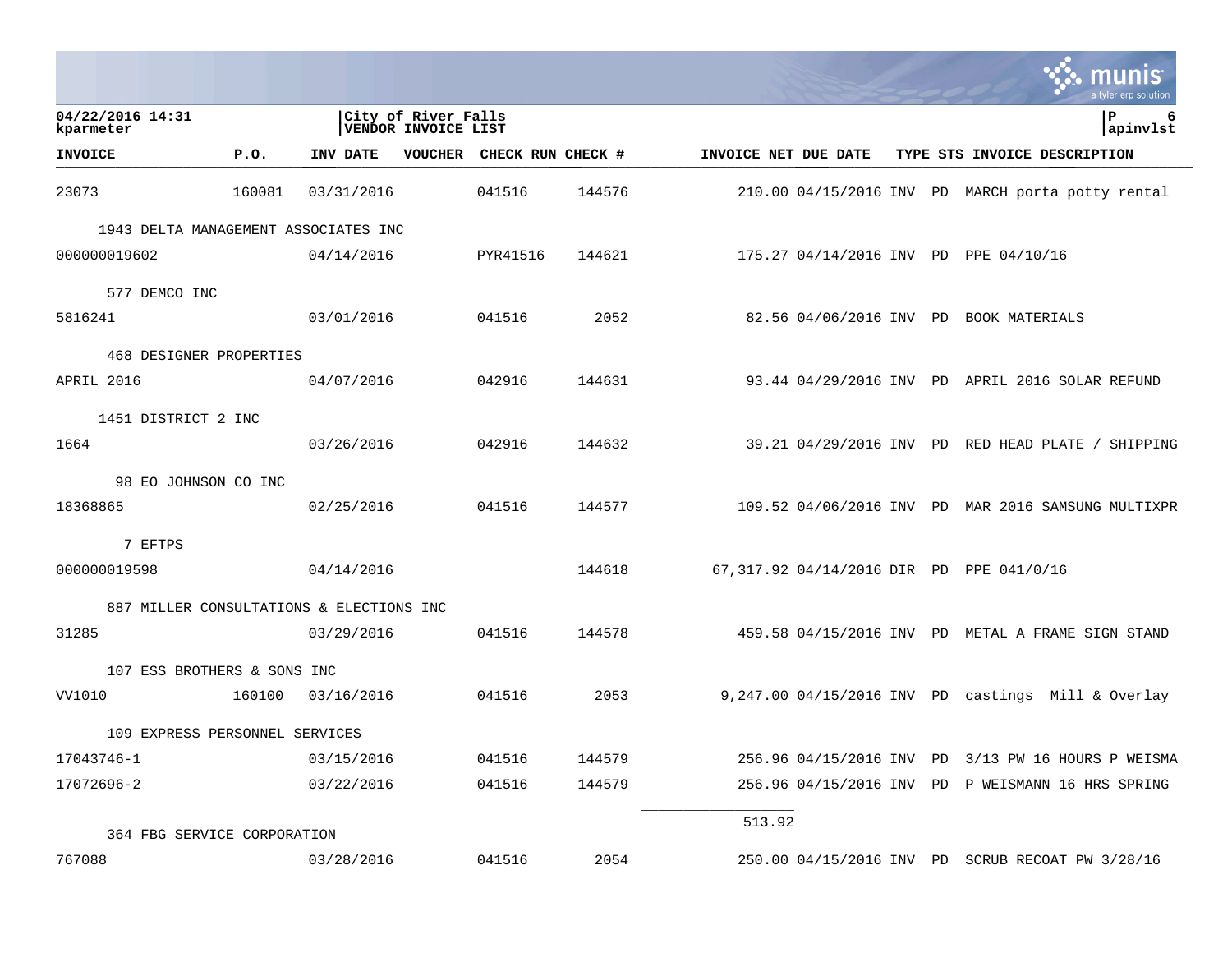04/22/2016 14:31 | City of River Falls | P 6
kparmeter | VENDOR INVOICE LIST | apinvlst

| INVOICE | P.O. | INV DATE | VOUCHER | CHECK RUN | CHECK # | INVOICE NET | DUE DATE | TYPE | STS | INVOICE DESCRIPTION |
|---|---|---|---|---|---|---|---|---|---|---|
| 23073 | 160081 | 03/31/2016 | | 041516 | 144576 | 210.00 | 04/15/2016 | INV | PD | MARCH porta potty rental |
| 1943 DELTA MANAGEMENT ASSOCIATES INC | | | | | | | | | | |
| 000000019602 | | 04/14/2016 | | PYR41516 | 144621 | 175.27 | 04/14/2016 | INV | PD | PPE 04/10/16 |
| 577 DEMCO INC | | | | | | | | | | |
| 5816241 | | 03/01/2016 | | 041516 | 2052 | 82.56 | 04/06/2016 | INV | PD | BOOK MATERIALS |
| 468 DESIGNER PROPERTIES | | | | | | | | | | |
| APRIL 2016 | | 04/07/2016 | | 042916 | 144631 | 93.44 | 04/29/2016 | INV | PD | APRIL 2016 SOLAR REFUND |
| 1451 DISTRICT 2 INC | | | | | | | | | | |
| 1664 | | 03/26/2016 | | 042916 | 144632 | 39.21 | 04/29/2016 | INV | PD | RED HEAD PLATE / SHIPPING |
| 98 EO JOHNSON CO INC | | | | | | | | | | |
| 18368865 | | 02/25/2016 | | 041516 | 144577 | 109.52 | 04/06/2016 | INV | PD | MAR 2016 SAMSUNG MULTIXPR |
| 7 EFTPS | | | | | | | | | | |
| 000000019598 | | 04/14/2016 | | | 144618 | 67,317.92 | 04/14/2016 | DIR | PD | PPE 041/0/16 |
| 887 MILLER CONSULTATIONS & ELECTIONS INC | | | | | | | | | | |
| 31285 | | 03/29/2016 | | 041516 | 144578 | 459.58 | 04/15/2016 | INV | PD | METAL A FRAME SIGN STAND |
| 107 ESS BROTHERS & SONS INC | | | | | | | | | | |
| VV1010 | 160100 | 03/16/2016 | | 041516 | 2053 | 9,247.00 | 04/15/2016 | INV | PD | castings Mill & Overlay |
| 109 EXPRESS PERSONNEL SERVICES | | | | | | | | | | |
| 17043746-1 | | 03/15/2016 | | 041516 | 144579 | 256.96 | 04/15/2016 | INV | PD | 3/13 PW 16 HOURS P WEISMA |
| 17072696-2 | | 03/22/2016 | | 041516 | 144579 | 256.96 | 04/15/2016 | INV | PD | P WEISMANN 16 HRS SPRING |
| | | | | | | 513.92 | | | | |
| 364 FBG SERVICE CORPORATION | | | | | | | | | | |
| 767088 | | 03/28/2016 | | 041516 | 2054 | 250.00 | 04/15/2016 | INV | PD | SCRUB RECOAT PW 3/28/16 |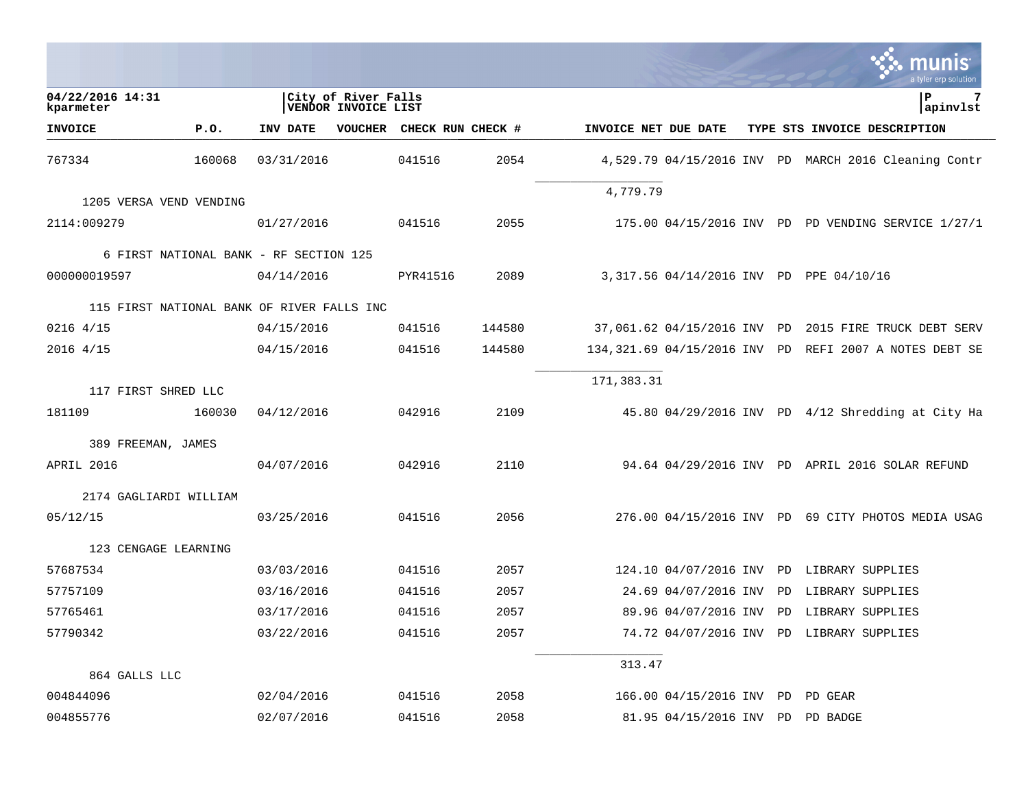| INVOICE | P.O. | INV DATE | VOUCHER | CHECK RUN | CHECK # | INVOICE NET | DUE DATE | TYPE | STS | INVOICE DESCRIPTION |
|---|---|---|---|---|---|---|---|---|---|---|
| 767334 | 160068 | 03/31/2016 | | 041516 | 2054 | 4,529.79 | 04/15/2016 | INV | PD | MARCH 2016 Cleaning Contr |
| | | | | | | 4,779.79 | | | | |
| 1205 VERSA VEND VENDING | | | | | | | | | | |
| 2114:009279 | | 01/27/2016 | | 041516 | 2055 | 175.00 | 04/15/2016 | INV | PD | PD VENDING SERVICE 1/27/1 |
| 6 FIRST NATIONAL BANK - RF SECTION 125 | | | | | | | | | | |
| 000000019597 | | 04/14/2016 | | PYR41516 | 2089 | 3,317.56 | 04/14/2016 | INV | PD | PPE 04/10/16 |
| 115 FIRST NATIONAL BANK OF RIVER FALLS INC | | | | | | | | | | |
| 0216 4/15 | | 04/15/2016 | | 041516 | 144580 | 37,061.62 | 04/15/2016 | INV | PD | 2015 FIRE TRUCK DEBT SERV |
| 2016 4/15 | | 04/15/2016 | | 041516 | 144580 | 134,321.69 | 04/15/2016 | INV | PD | REFI 2007 A NOTES DEBT SE |
| | | | | | | 171,383.31 | | | | |
| 117 FIRST SHRED LLC | | | | | | | | | | |
| 181109 | 160030 | 04/12/2016 | | 042916 | 2109 | 45.80 | 04/29/2016 | INV | PD | 4/12 Shredding at City Ha |
| 389 FREEMAN, JAMES | | | | | | | | | | |
| APRIL 2016 | | 04/07/2016 | | 042916 | 2110 | 94.64 | 04/29/2016 | INV | PD | APRIL 2016 SOLAR REFUND |
| 2174 GAGLIARDI WILLIAM | | | | | | | | | | |
| 05/12/15 | | 03/25/2016 | | 041516 | 2056 | 276.00 | 04/15/2016 | INV | PD | 69 CITY PHOTOS MEDIA USAG |
| 123 CENGAGE LEARNING | | | | | | | | | | |
| 57687534 | | 03/03/2016 | | 041516 | 2057 | 124.10 | 04/07/2016 | INV | PD | LIBRARY SUPPLIES |
| 57757109 | | 03/16/2016 | | 041516 | 2057 | 24.69 | 04/07/2016 | INV | PD | LIBRARY SUPPLIES |
| 57765461 | | 03/17/2016 | | 041516 | 2057 | 89.96 | 04/07/2016 | INV | PD | LIBRARY SUPPLIES |
| 57790342 | | 03/22/2016 | | 041516 | 2057 | 74.72 | 04/07/2016 | INV | PD | LIBRARY SUPPLIES |
| | | | | | | 313.47 | | | | |
| 864 GALLS LLC | | | | | | | | | | |
| 004844096 | | 02/04/2016 | | 041516 | 2058 | 166.00 | 04/15/2016 | INV | PD | PD GEAR |
| 004855776 | | 02/07/2016 | | 041516 | 2058 | 81.95 | 04/15/2016 | INV | PD | PD BADGE |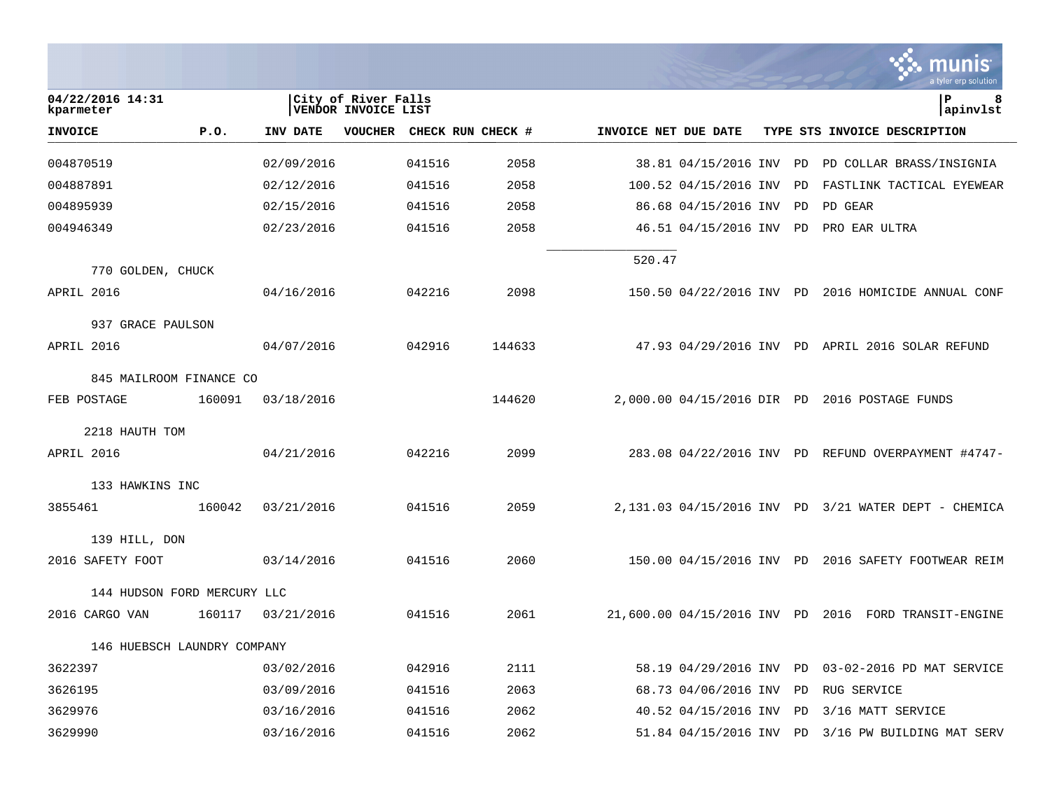**04/22/2016 14:31**
**kparmeter**

**City of River Falls**
**VENDOR INVOICE LIST**

**P 8**
**apinvlst**

| INVOICE | P.O. | INV DATE | VOUCHER | CHECK RUN | CHECK # | INVOICE NET | DUE DATE | TYPE | STS | INVOICE DESCRIPTION |
|---|---|---|---|---|---|---|---|---|---|---|
| 004870519 | | 02/09/2016 | | 041516 | 2058 | 38.81 | 04/15/2016 | INV | PD | PD COLLAR BRASS/INSIGNIA |
| 004887891 | | 02/12/2016 | | 041516 | 2058 | 100.52 | 04/15/2016 | INV | PD | FASTLINK TACTICAL EYEWEAR |
| 004895939 | | 02/15/2016 | | 041516 | 2058 | 86.68 | 04/15/2016 | INV | PD | PD GEAR |
| 004946349 | | 02/23/2016 | | 041516 | 2058 | 46.51 | 04/15/2016 | INV | PD | PRO EAR ULTRA |
| | | | | | | 520.47 | | | | |
| 770 GOLDEN, CHUCK | | | | | | | | | | |
| APRIL 2016 | | 04/16/2016 | | 042216 | 2098 | 150.50 | 04/22/2016 | INV | PD | 2016 HOMICIDE ANNUAL CONF |
| 937 GRACE PAULSON | | | | | | | | | | |
| APRIL 2016 | | 04/07/2016 | | 042916 | 144633 | 47.93 | 04/29/2016 | INV | PD | APRIL 2016 SOLAR REFUND |
| 845 MAILROOM FINANCE CO | | | | | | | | | | |
| FEB POSTAGE | 160091 | 03/18/2016 | | | 144620 | 2,000.00 | 04/15/2016 | DIR | PD | 2016 POSTAGE FUNDS |
| 2218 HAUTH TOM | | | | | | | | | | |
| APRIL 2016 | | 04/21/2016 | | 042216 | 2099 | 283.08 | 04/22/2016 | INV | PD | REFUND OVERPAYMENT #4747- |
| 133 HAWKINS INC | | | | | | | | | | |
| 3855461 | 160042 | 03/21/2016 | | 041516 | 2059 | 2,131.03 | 04/15/2016 | INV | PD | 3/21 WATER DEPT - CHEMICA |
| 139 HILL, DON | | | | | | | | | | |
| 2016 SAFETY FOOT | | 03/14/2016 | | 041516 | 2060 | 150.00 | 04/15/2016 | INV | PD | 2016 SAFETY FOOTWEAR REIM |
| 144 HUDSON FORD MERCURY LLC | | | | | | | | | | |
| 2016 CARGO VAN | 160117 | 03/21/2016 | | 041516 | 2061 | 21,600.00 | 04/15/2016 | INV | PD | 2016 FORD TRANSIT-ENGINE |
| 146 HUEBSCH LAUNDRY COMPANY | | | | | | | | | | |
| 3622397 | | 03/02/2016 | | 042916 | 2111 | 58.19 | 04/29/2016 | INV | PD | 03-02-2016 PD MAT SERVICE |
| 3626195 | | 03/09/2016 | | 041516 | 2063 | 68.73 | 04/06/2016 | INV | PD | RUG SERVICE |
| 3629976 | | 03/16/2016 | | 041516 | 2062 | 40.52 | 04/15/2016 | INV | PD | 3/16 MATT SERVICE |
| 3629990 | | 03/16/2016 | | 041516 | 2062 | 51.84 | 04/15/2016 | INV | PD | 3/16 PW BUILDING MAT SERV |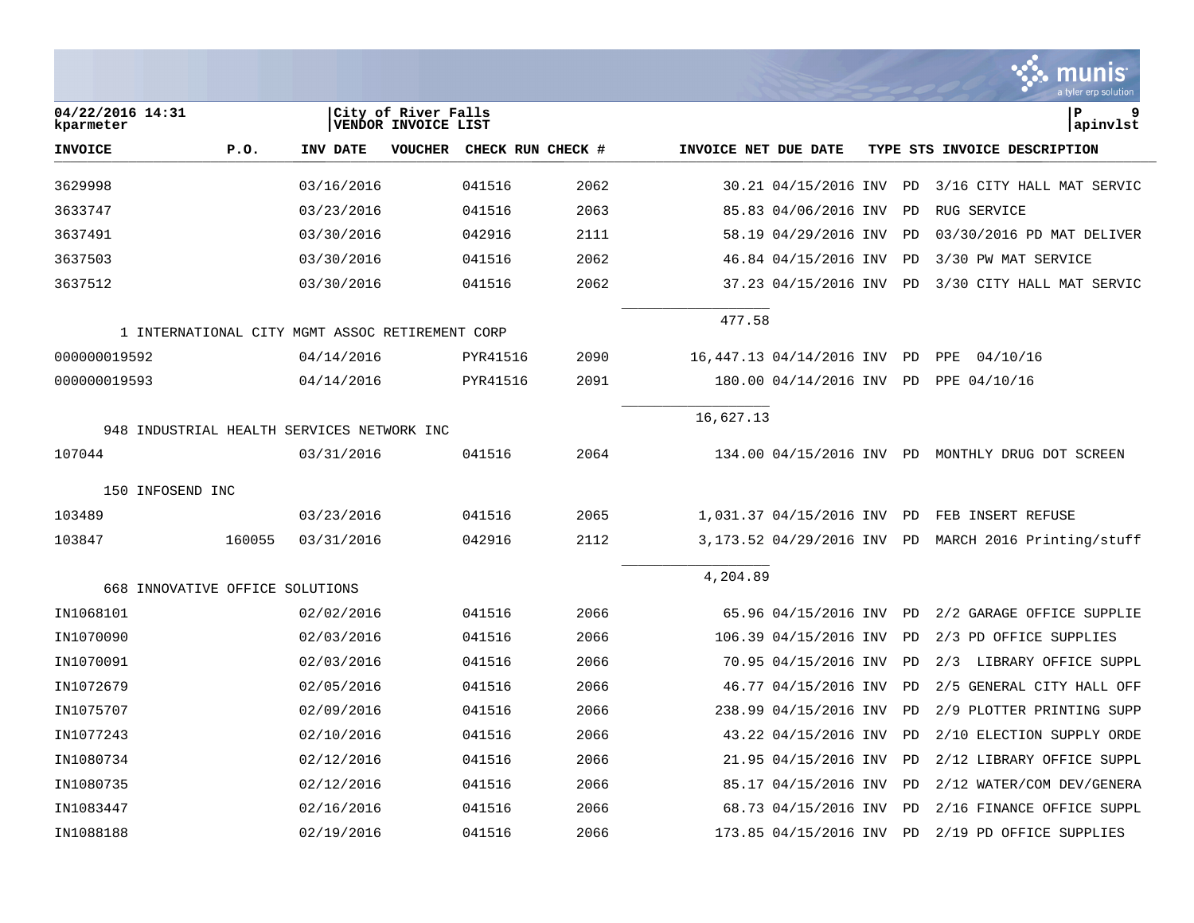| INVOICE | P.O. | INV DATE | VOUCHER | CHECK RUN | CHECK # | INVOICE NET | DUE DATE | TYPE | STS | INVOICE DESCRIPTION |
|---|---|---|---|---|---|---|---|---|---|---|
| 3629998 | | 03/16/2016 | | 041516 | 2062 | 30.21 | 04/15/2016 | INV | PD | 3/16 CITY HALL MAT SERVIC |
| 3633747 | | 03/23/2016 | | 041516 | 2063 | 85.83 | 04/06/2016 | INV | PD | RUG SERVICE |
| 3637491 | | 03/30/2016 | | 042916 | 2111 | 58.19 | 04/29/2016 | INV | PD | 03/30/2016 PD MAT DELIVER |
| 3637503 | | 03/30/2016 | | 041516 | 2062 | 46.84 | 04/15/2016 | INV | PD | 3/30 PW MAT SERVICE |
| 3637512 | | 03/30/2016 | | 041516 | 2062 | 37.23 | 04/15/2016 | INV | PD | 3/30 CITY HALL MAT SERVIC |
| | | | | | | 477.58 | | | | |
| 1 INTERNATIONAL CITY MGMT ASSOC RETIREMENT CORP | | | | | | | | | | |
| 000000019592 | | 04/14/2016 | | PYR41516 | 2090 | 16,447.13 | 04/14/2016 | INV | PD | PPE 04/10/16 |
| 000000019593 | | 04/14/2016 | | PYR41516 | 2091 | 180.00 | 04/14/2016 | INV | PD | PPE 04/10/16 |
| | | | | | | 16,627.13 | | | | |
| 948 INDUSTRIAL HEALTH SERVICES NETWORK INC | | | | | | | | | | |
| 107044 | | 03/31/2016 | | 041516 | 2064 | 134.00 | 04/15/2016 | INV | PD | MONTHLY DRUG DOT SCREEN |
| 150 INFOSEND INC | | | | | | | | | | |
| 103489 | | 03/23/2016 | | 041516 | 2065 | 1,031.37 | 04/15/2016 | INV | PD | FEB INSERT REFUSE |
| 103847 | 160055 | 03/31/2016 | | 042916 | 2112 | 3,173.52 | 04/29/2016 | INV | PD | MARCH 2016 Printing/stuff |
| | | | | | | 4,204.89 | | | | |
| 668 INNOVATIVE OFFICE SOLUTIONS | | | | | | | | | | |
| IN1068101 | | 02/02/2016 | | 041516 | 2066 | 65.96 | 04/15/2016 | INV | PD | 2/2 GARAGE OFFICE SUPPLIE |
| IN1070090 | | 02/03/2016 | | 041516 | 2066 | 106.39 | 04/15/2016 | INV | PD | 2/3 PD OFFICE SUPPLIES |
| IN1070091 | | 02/03/2016 | | 041516 | 2066 | 70.95 | 04/15/2016 | INV | PD | 2/3 LIBRARY OFFICE SUPPL |
| IN1072679 | | 02/05/2016 | | 041516 | 2066 | 46.77 | 04/15/2016 | INV | PD | 2/5 GENERAL CITY HALL OFF |
| IN1075707 | | 02/09/2016 | | 041516 | 2066 | 238.99 | 04/15/2016 | INV | PD | 2/9 PLOTTER PRINTING SUPP |
| IN1077243 | | 02/10/2016 | | 041516 | 2066 | 43.22 | 04/15/2016 | INV | PD | 2/10 ELECTION SUPPLY ORDE |
| IN1080734 | | 02/12/2016 | | 041516 | 2066 | 21.95 | 04/15/2016 | INV | PD | 2/12 LIBRARY OFFICE SUPPL |
| IN1080735 | | 02/12/2016 | | 041516 | 2066 | 85.17 | 04/15/2016 | INV | PD | 2/12 WATER/COM DEV/GENERA |
| IN1083447 | | 02/16/2016 | | 041516 | 2066 | 68.73 | 04/15/2016 | INV | PD | 2/16 FINANCE OFFICE SUPPL |
| IN1088188 | | 02/19/2016 | | 041516 | 2066 | 173.85 | 04/15/2016 | INV | PD | 2/19 PD OFFICE SUPPLIES |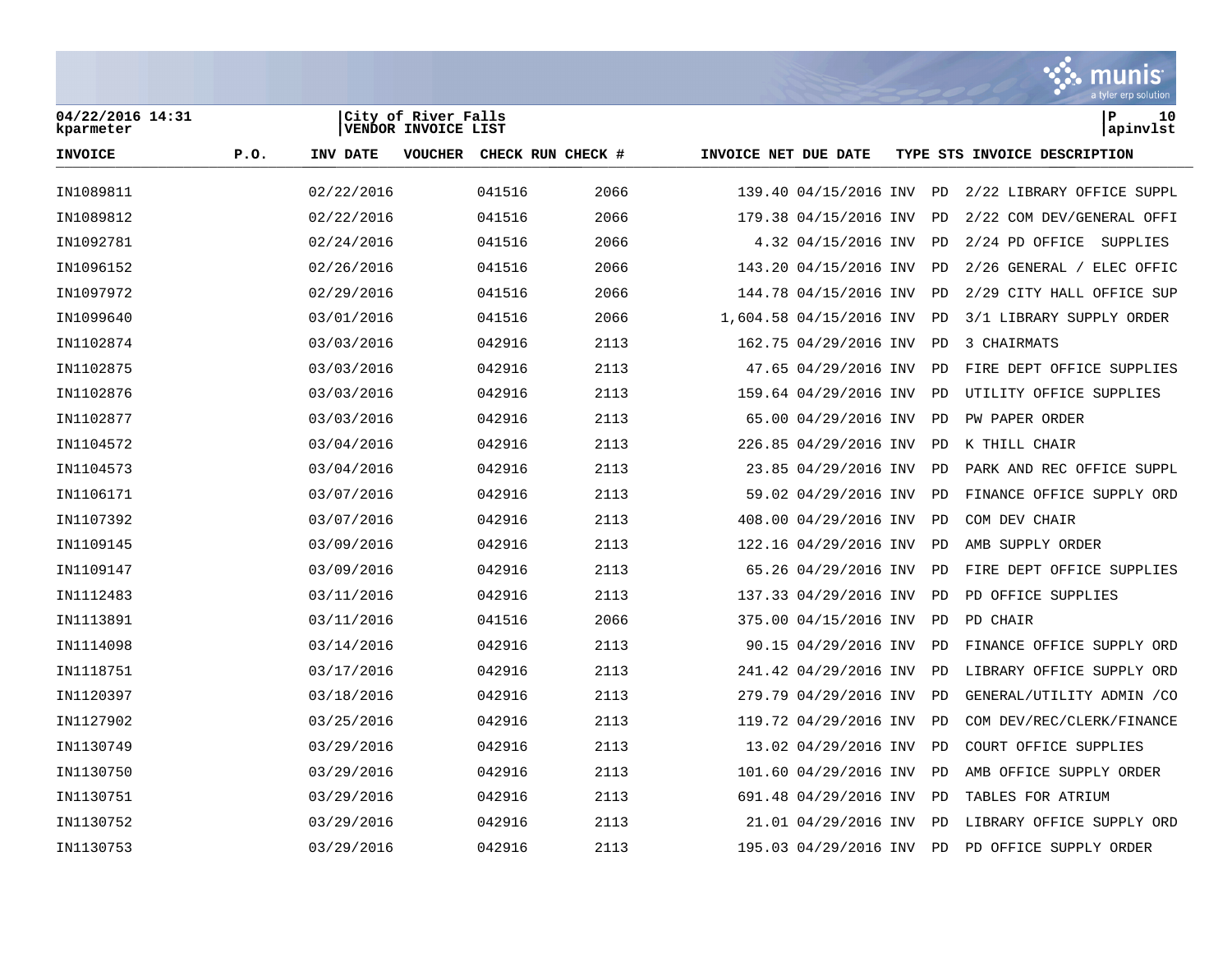04/22/2016 14:31
kparmeter

City of River Falls
VENDOR INVOICE LIST

apinvlst

| INVOICE | P.O. | INV DATE | VOUCHER | CHECK RUN | CHECK # | INVOICE NET | DUE DATE | TYPE | STS | INVOICE DESCRIPTION |
|---|---|---|---|---|---|---|---|---|---|---|
| IN1089811 | | 02/22/2016 | | 041516 | 2066 | 139.40 | 04/15/2016 | INV | PD | 2/22 LIBRARY OFFICE SUPPL |
| IN1089812 | | 02/22/2016 | | 041516 | 2066 | 179.38 | 04/15/2016 | INV | PD | 2/22 COM DEV/GENERAL OFFI |
| IN1092781 | | 02/24/2016 | | 041516 | 2066 | 4.32 | 04/15/2016 | INV | PD | 2/24 PD OFFICE SUPPLIES |
| IN1096152 | | 02/26/2016 | | 041516 | 2066 | 143.20 | 04/15/2016 | INV | PD | 2/26 GENERAL / ELEC OFFIC |
| IN1097972 | | 02/29/2016 | | 041516 | 2066 | 144.78 | 04/15/2016 | INV | PD | 2/29 CITY HALL OFFICE SUP |
| IN1099640 | | 03/01/2016 | | 041516 | 2066 | 1,604.58 | 04/15/2016 | INV | PD | 3/1 LIBRARY SUPPLY ORDER |
| IN1102874 | | 03/03/2016 | | 042916 | 2113 | 162.75 | 04/29/2016 | INV | PD | 3 CHAIRMATS |
| IN1102875 | | 03/03/2016 | | 042916 | 2113 | 47.65 | 04/29/2016 | INV | PD | FIRE DEPT OFFICE SUPPLIES |
| IN1102876 | | 03/03/2016 | | 042916 | 2113 | 159.64 | 04/29/2016 | INV | PD | UTILITY OFFICE SUPPLIES |
| IN1102877 | | 03/03/2016 | | 042916 | 2113 | 65.00 | 04/29/2016 | INV | PD | PW PAPER ORDER |
| IN1104572 | | 03/04/2016 | | 042916 | 2113 | 226.85 | 04/29/2016 | INV | PD | K THILL CHAIR |
| IN1104573 | | 03/04/2016 | | 042916 | 2113 | 23.85 | 04/29/2016 | INV | PD | PARK AND REC OFFICE SUPPL |
| IN1106171 | | 03/07/2016 | | 042916 | 2113 | 59.02 | 04/29/2016 | INV | PD | FINANCE OFFICE SUPPLY ORD |
| IN1107392 | | 03/07/2016 | | 042916 | 2113 | 408.00 | 04/29/2016 | INV | PD | COM DEV CHAIR |
| IN1109145 | | 03/09/2016 | | 042916 | 2113 | 122.16 | 04/29/2016 | INV | PD | AMB SUPPLY ORDER |
| IN1109147 | | 03/09/2016 | | 042916 | 2113 | 65.26 | 04/29/2016 | INV | PD | FIRE DEPT OFFICE SUPPLIES |
| IN1112483 | | 03/11/2016 | | 042916 | 2113 | 137.33 | 04/29/2016 | INV | PD | PD OFFICE SUPPLIES |
| IN1113891 | | 03/11/2016 | | 041516 | 2066 | 375.00 | 04/15/2016 | INV | PD | PD CHAIR |
| IN1114098 | | 03/14/2016 | | 042916 | 2113 | 90.15 | 04/29/2016 | INV | PD | FINANCE OFFICE SUPPLY ORD |
| IN1118751 | | 03/17/2016 | | 042916 | 2113 | 241.42 | 04/29/2016 | INV | PD | LIBRARY OFFICE SUPPLY ORD |
| IN1120397 | | 03/18/2016 | | 042916 | 2113 | 279.79 | 04/29/2016 | INV | PD | GENERAL/UTILITY ADMIN /CO |
| IN1127902 | | 03/25/2016 | | 042916 | 2113 | 119.72 | 04/29/2016 | INV | PD | COM DEV/REC/CLERK/FINANCE |
| IN1130749 | | 03/29/2016 | | 042916 | 2113 | 13.02 | 04/29/2016 | INV | PD | COURT OFFICE SUPPLIES |
| IN1130750 | | 03/29/2016 | | 042916 | 2113 | 101.60 | 04/29/2016 | INV | PD | AMB OFFICE SUPPLY ORDER |
| IN1130751 | | 03/29/2016 | | 042916 | 2113 | 691.48 | 04/29/2016 | INV | PD | TABLES FOR ATRIUM |
| IN1130752 | | 03/29/2016 | | 042916 | 2113 | 21.01 | 04/29/2016 | INV | PD | LIBRARY OFFICE SUPPLY ORD |
| IN1130753 | | 03/29/2016 | | 042916 | 2113 | 195.03 | 04/29/2016 | INV | PD | PD OFFICE SUPPLY ORDER |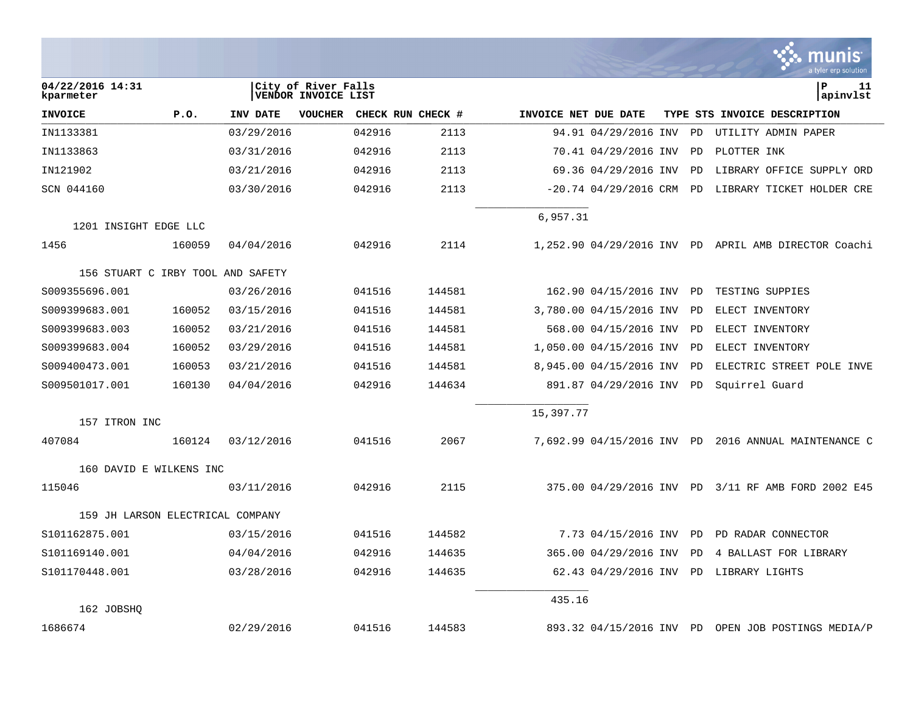04/22/2016 14:31
kparmeter

City of River Falls
VENDOR INVOICE LIST

| INVOICE | P.O. | INV DATE | VOUCHER | CHECK RUN | CHECK # | INVOICE NET | DUE DATE | TYPE | STS | INVOICE DESCRIPTION |
|---|---|---|---|---|---|---|---|---|---|---|
| IN1133381 | | 03/29/2016 | | 042916 | 2113 | 94.91 | 04/29/2016 | INV | PD | UTILITY ADMIN PAPER |
| IN1133863 | | 03/31/2016 | | 042916 | 2113 | 70.41 | 04/29/2016 | INV | PD | PLOTTER INK |
| IN121902 | | 03/21/2016 | | 042916 | 2113 | 69.36 | 04/29/2016 | INV | PD | LIBRARY OFFICE SUPPLY ORD |
| SCN 044160 | | 03/30/2016 | | 042916 | 2113 | -20.74 | 04/29/2016 | CRM | PD | LIBRARY TICKET HOLDER CRE |
| | | | | | | 6,957.31 | | | | |
| 1201 INSIGHT EDGE LLC | | | | | | | | | | |
| 1456 | 160059 | 04/04/2016 | | 042916 | 2114 | 1,252.90 | 04/29/2016 | INV | PD | APRIL AMB DIRECTOR Coachi |
| 156 STUART C IRBY TOOL AND SAFETY | | | | | | | | | | |
| S009355696.001 | | 03/26/2016 | | 041516 | 144581 | 162.90 | 04/15/2016 | INV | PD | TESTING SUPPIES |
| S009399683.001 | 160052 | 03/15/2016 | | 041516 | 144581 | 3,780.00 | 04/15/2016 | INV | PD | ELECT INVENTORY |
| S009399683.003 | 160052 | 03/21/2016 | | 041516 | 144581 | 568.00 | 04/15/2016 | INV | PD | ELECT INVENTORY |
| S009399683.004 | 160052 | 03/29/2016 | | 041516 | 144581 | 1,050.00 | 04/15/2016 | INV | PD | ELECT INVENTORY |
| S009400473.001 | 160053 | 03/21/2016 | | 041516 | 144581 | 8,945.00 | 04/15/2016 | INV | PD | ELECTRIC STREET POLE INVE |
| S009501017.001 | 160130 | 04/04/2016 | | 042916 | 144634 | 891.87 | 04/29/2016 | INV | PD | Squirrel Guard |
| | | | | | | 15,397.77 | | | | |
| 157 ITRON INC | | | | | | | | | | |
| 407084 | 160124 | 03/12/2016 | | 041516 | 2067 | 7,692.99 | 04/15/2016 | INV | PD | 2016 ANNUAL MAINTENANCE C |
| 160 DAVID E WILKENS INC | | | | | | | | | | |
| 115046 | | 03/11/2016 | | 042916 | 2115 | 375.00 | 04/29/2016 | INV | PD | 3/11 RF AMB FORD 2002 E45 |
| 159 JH LARSON ELECTRICAL COMPANY | | | | | | | | | | |
| S101162875.001 | | 03/15/2016 | | 041516 | 144582 | 7.73 | 04/15/2016 | INV | PD | PD RADAR CONNECTOR |
| S101169140.001 | | 04/04/2016 | | 042916 | 144635 | 365.00 | 04/29/2016 | INV | PD | 4 BALLAST FOR LIBRARY |
| S101170448.001 | | 03/28/2016 | | 042916 | 144635 | 62.43 | 04/29/2016 | INV | PD | LIBRARY LIGHTS |
| | | | | | | 435.16 | | | | |
| 162 JOBSHQ | | | | | | | | | | |
| 1686674 | | 02/29/2016 | | 041516 | 144583 | 893.32 | 04/15/2016 | INV | PD | OPEN JOB POSTINGS MEDIA/P |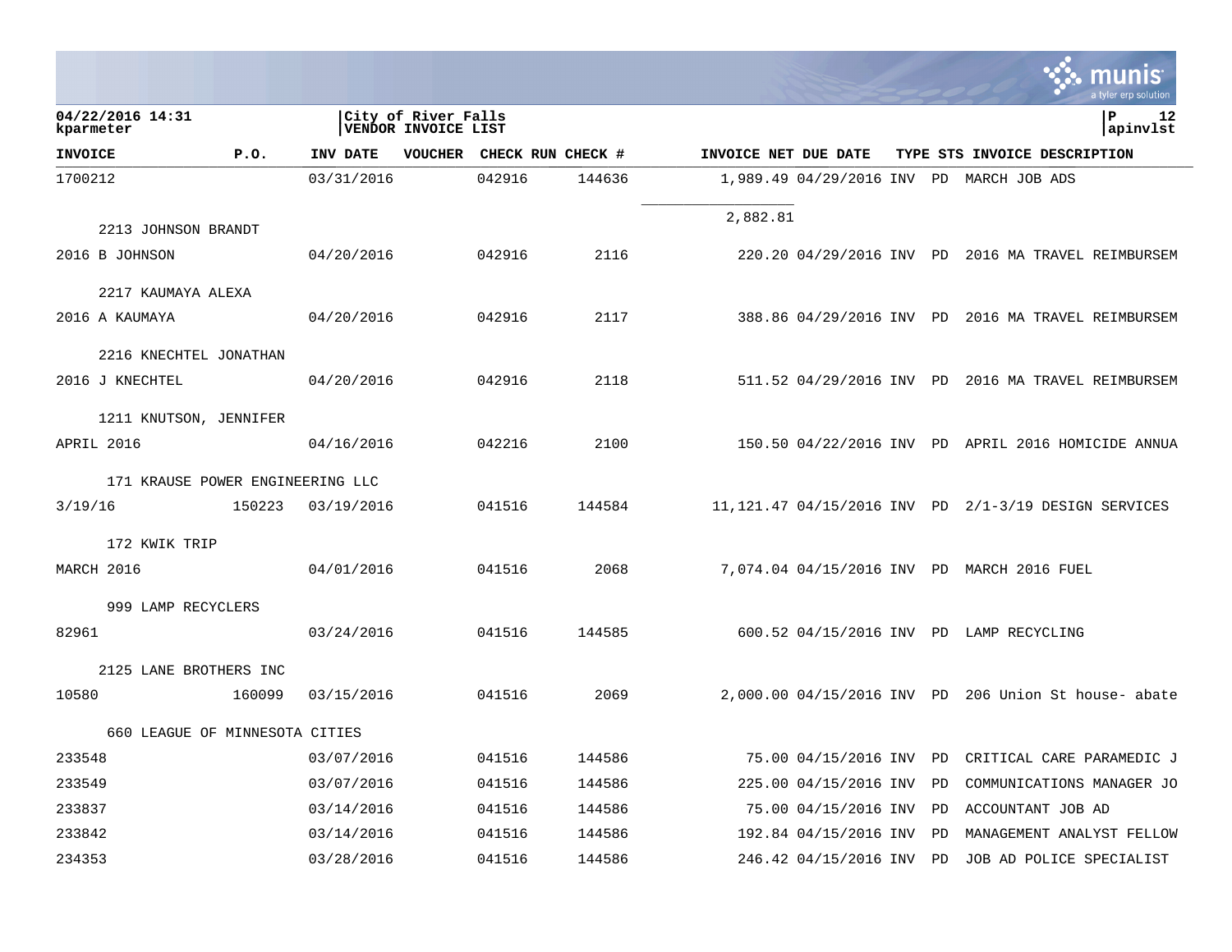04/22/2016 14:31
kparmeter

City of River Falls
VENDOR INVOICE LIST

P 12
apinvlst

| INVOICE | P.O. | INV DATE | VOUCHER | CHECK RUN | CHECK # | INVOICE NET | DUE DATE | TYPE | STS | INVOICE DESCRIPTION |
|---|---|---|---|---|---|---|---|---|---|---|
| 1700212 | | 03/31/2016 | | 042916 | 144636 | 1,989.49 | 04/29/2016 | INV | PD | MARCH JOB ADS |
| | | | | | | 2,882.81 | | | | |
| 2213 JOHNSON BRANDT | | | | | | | | | | |
| 2016 B JOHNSON | | 04/20/2016 | | 042916 | 2116 | 220.20 | 04/29/2016 | INV | PD | 2016 MA TRAVEL REIMBURSEM |
| 2217 KAUMAYA ALEXA | | | | | | | | | | |
| 2016 A KAUMAYA | | 04/20/2016 | | 042916 | 2117 | 388.86 | 04/29/2016 | INV | PD | 2016 MA TRAVEL REIMBURSEM |
| 2216 KNECHTEL JONATHAN | | | | | | | | | | |
| 2016 J KNECHTEL | | 04/20/2016 | | 042916 | 2118 | 511.52 | 04/29/2016 | INV | PD | 2016 MA TRAVEL REIMBURSEM |
| 1211 KNUTSON, JENNIFER | | | | | | | | | | |
| APRIL 2016 | | 04/16/2016 | | 042216 | 2100 | 150.50 | 04/22/2016 | INV | PD | APRIL 2016 HOMICIDE ANNUA |
| 171 KRAUSE POWER ENGINEERING LLC | | | | | | | | | | |
| 3/19/16 | 150223 | 03/19/2016 | | 041516 | 144584 | 11,121.47 | 04/15/2016 | INV | PD | 2/1-3/19 DESIGN SERVICES |
| 172 KWIK TRIP | | | | | | | | | | |
| MARCH 2016 | | 04/01/2016 | | 041516 | 2068 | 7,074.04 | 04/15/2016 | INV | PD | MARCH 2016 FUEL |
| 999 LAMP RECYCLERS | | | | | | | | | | |
| 82961 | | 03/24/2016 | | 041516 | 144585 | 600.52 | 04/15/2016 | INV | PD | LAMP RECYCLING |
| 2125 LANE BROTHERS INC | | | | | | | | | | |
| 10580 | 160099 | 03/15/2016 | | 041516 | 2069 | 2,000.00 | 04/15/2016 | INV | PD | 206 Union St house- abate |
| 660 LEAGUE OF MINNESOTA CITIES | | | | | | | | | | |
| 233548 | | 03/07/2016 | | 041516 | 144586 | 75.00 | 04/15/2016 | INV | PD | CRITICAL CARE PARAMEDIC J |
| 233549 | | 03/07/2016 | | 041516 | 144586 | 225.00 | 04/15/2016 | INV | PD | COMMUNICATIONS MANAGER JO |
| 233837 | | 03/14/2016 | | 041516 | 144586 | 75.00 | 04/15/2016 | INV | PD | ACCOUNTANT JOB AD |
| 233842 | | 03/14/2016 | | 041516 | 144586 | 192.84 | 04/15/2016 | INV | PD | MANAGEMENT ANALYST FELLOW |
| 234353 | | 03/28/2016 | | 041516 | 144586 | 246.42 | 04/15/2016 | INV | PD | JOB AD POLICE SPECIALIST |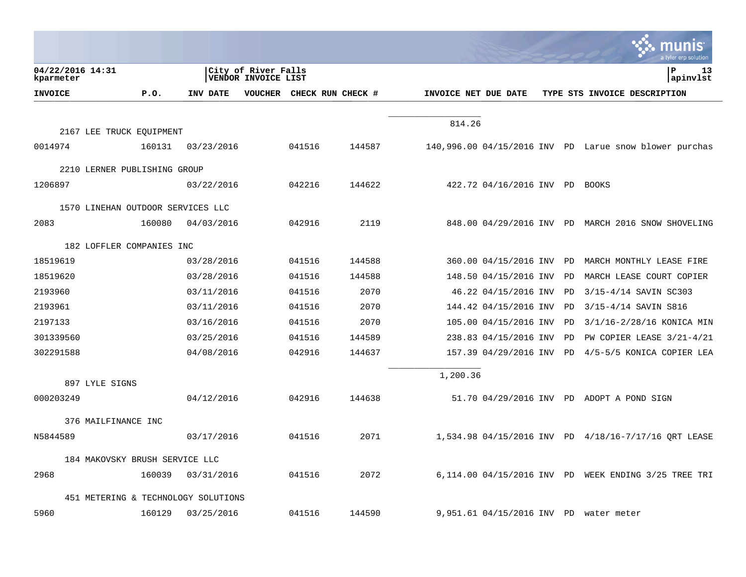04/22/2016 14:31
kparmeter

City of River Falls
VENDOR INVOICE LIST

apinvlst

| INVOICE | P.O. | INV DATE | VOUCHER | CHECK RUN | CHECK # | INVOICE NET | DUE DATE | TYPE | STS | INVOICE DESCRIPTION |
|---|---|---|---|---|---|---|---|---|---|---|
| | | | | | | 814.26 | | | | |
| 2167 LEE TRUCK EQUIPMENT | | | | | | | | | | |
| 0014974 | 160131 | 03/23/2016 | | 041516 | 144587 | 140,996.00 | 04/15/2016 | INV | PD | Larue snow blower purchas |
| 2210 LERNER PUBLISHING GROUP | | | | | | | | | | |
| 1206897 | | 03/22/2016 | | 042216 | 144622 | 422.72 | 04/16/2016 | INV | PD | BOOKS |
| 1570 LINEHAN OUTDOOR SERVICES LLC | | | | | | | | | | |
| 2083 | 160080 | 04/03/2016 | | 042916 | 2119 | 848.00 | 04/29/2016 | INV | PD | MARCH 2016 SNOW SHOVELING |
| 182 LOFFLER COMPANIES INC | | | | | | | | | | |
| 18519619 | | 03/28/2016 | | 041516 | 144588 | 360.00 | 04/15/2016 | INV | PD | MARCH MONTHLY LEASE FIRE |
| 18519620 | | 03/28/2016 | | 041516 | 144588 | 148.50 | 04/15/2016 | INV | PD | MARCH LEASE COURT COPIER |
| 2193960 | | 03/11/2016 | | 041516 | 2070 | 46.22 | 04/15/2016 | INV | PD | 3/15-4/14 SAVIN SC303 |
| 2193961 | | 03/11/2016 | | 041516 | 2070 | 144.42 | 04/15/2016 | INV | PD | 3/15-4/14 SAVIN S816 |
| 2197133 | | 03/16/2016 | | 041516 | 2070 | 105.00 | 04/15/2016 | INV | PD | 3/1/16-2/28/16 KONICA MIN |
| 301339560 | | 03/25/2016 | | 041516 | 144589 | 238.83 | 04/15/2016 | INV | PD | PW COPIER LEASE 3/21-4/21 |
| 302291588 | | 04/08/2016 | | 042916 | 144637 | 157.39 | 04/29/2016 | INV | PD | 4/5-5/5 KONICA COPIER LEA |
| | | | | | | 1,200.36 | | | | |
| 897 LYLE SIGNS | | | | | | | | | | |
| 000203249 | | 04/12/2016 | | 042916 | 144638 | 51.70 | 04/29/2016 | INV | PD | ADOPT A POND SIGN |
| 376 MAILFINANCE INC | | | | | | | | | | |
| N5844589 | | 03/17/2016 | | 041516 | 2071 | 1,534.98 | 04/15/2016 | INV | PD | 4/18/16-7/17/16 QRT LEASE |
| 184 MAKOVSKY BRUSH SERVICE LLC | | | | | | | | | | |
| 2968 | 160039 | 03/31/2016 | | 041516 | 2072 | 6,114.00 | 04/15/2016 | INV | PD | WEEK ENDING 3/25 TREE TRI |
| 451 METERING & TECHNOLOGY SOLUTIONS | | | | | | | | | | |
| 5960 | 160129 | 03/25/2016 | | 041516 | 144590 | 9,951.61 | 04/15/2016 | INV | PD | water meter |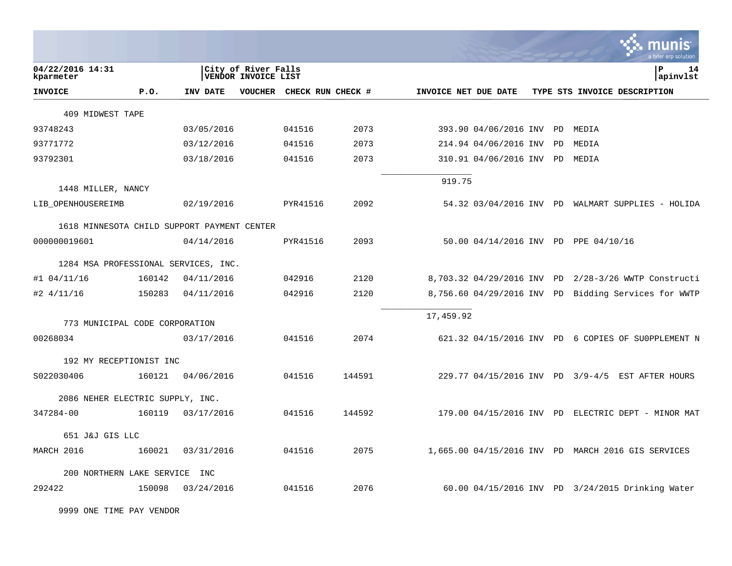04/22/2016 14:31
kparmeter

City of River Falls
VENDOR INVOICE LIST

P 14
apinvlst

| INVOICE | P.O. | INV DATE | VOUCHER | CHECK RUN | CHECK # | INVOICE NET | DUE DATE | TYPE | STS | INVOICE DESCRIPTION |
|---|---|---|---|---|---|---|---|---|---|---|
| 409 MIDWEST TAPE | | | | | | | | | | |
| 93748243 | | 03/05/2016 | | 041516 | 2073 | 393.90 | 04/06/2016 | INV | PD | MEDIA |
| 93771772 | | 03/12/2016 | | 041516 | 2073 | 214.94 | 04/06/2016 | INV | PD | MEDIA |
| 93792301 | | 03/18/2016 | | 041516 | 2073 | 310.91 | 04/06/2016 | INV | PD | MEDIA |
| | | | | | | 919.75 | | | | |
| 1448 MILLER, NANCY | | | | | | | | | | |
| LIB_OPENHOUSEREIMB | | 02/19/2016 | | PYR41516 | 2092 | 54.32 | 03/04/2016 | INV | PD | WALMART SUPPLIES - HOLIDA |
| 1618 MINNESOTA CHILD SUPPORT PAYMENT CENTER | | | | | | | | | | |
| 000000019601 | | 04/14/2016 | | PYR41516 | 2093 | 50.00 | 04/14/2016 | INV | PD | PPE 04/10/16 |
| 1284 MSA PROFESSIONAL SERVICES, INC. | | | | | | | | | | |
| #1 04/11/16 | 160142 | 04/11/2016 | | 042916 | 2120 | 8,703.32 | 04/29/2016 | INV | PD | 2/28-3/26 WWTP Constructi |
| #2 4/11/16 | 150283 | 04/11/2016 | | 042916 | 2120 | 8,756.60 | 04/29/2016 | INV | PD | Bidding Services for WWTP |
| | | | | | | 17,459.92 | | | | |
| 773 MUNICIPAL CODE CORPORATION | | | | | | | | | | |
| 00268034 | | 03/17/2016 | | 041516 | 2074 | 621.32 | 04/15/2016 | INV | PD | 6 COPIES OF SU0PPLEMENT N |
| 192 MY RECEPTIONIST INC | | | | | | | | | | |
| S022030406 | 160121 | 04/06/2016 | | 041516 | 144591 | 229.77 | 04/15/2016 | INV | PD | 3/9-4/5 EST AFTER HOURS |
| 2086 NEHER ELECTRIC SUPPLY, INC. | | | | | | | | | | |
| 347284-00 | 160119 | 03/17/2016 | | 041516 | 144592 | 179.00 | 04/15/2016 | INV | PD | ELECTRIC DEPT - MINOR MAT |
| 651 J&J GIS LLC | | | | | | | | | | |
| MARCH 2016 | 160021 | 03/31/2016 | | 041516 | 2075 | 1,665.00 | 04/15/2016 | INV | PD | MARCH 2016 GIS SERVICES |
| 200 NORTHERN LAKE SERVICE INC | | | | | | | | | | |
| 292422 | 150098 | 03/24/2016 | | 041516 | 2076 | 60.00 | 04/15/2016 | INV | PD | 3/24/2015 Drinking Water |
| 9999 ONE TIME PAY VENDOR | | | | | | | | | | |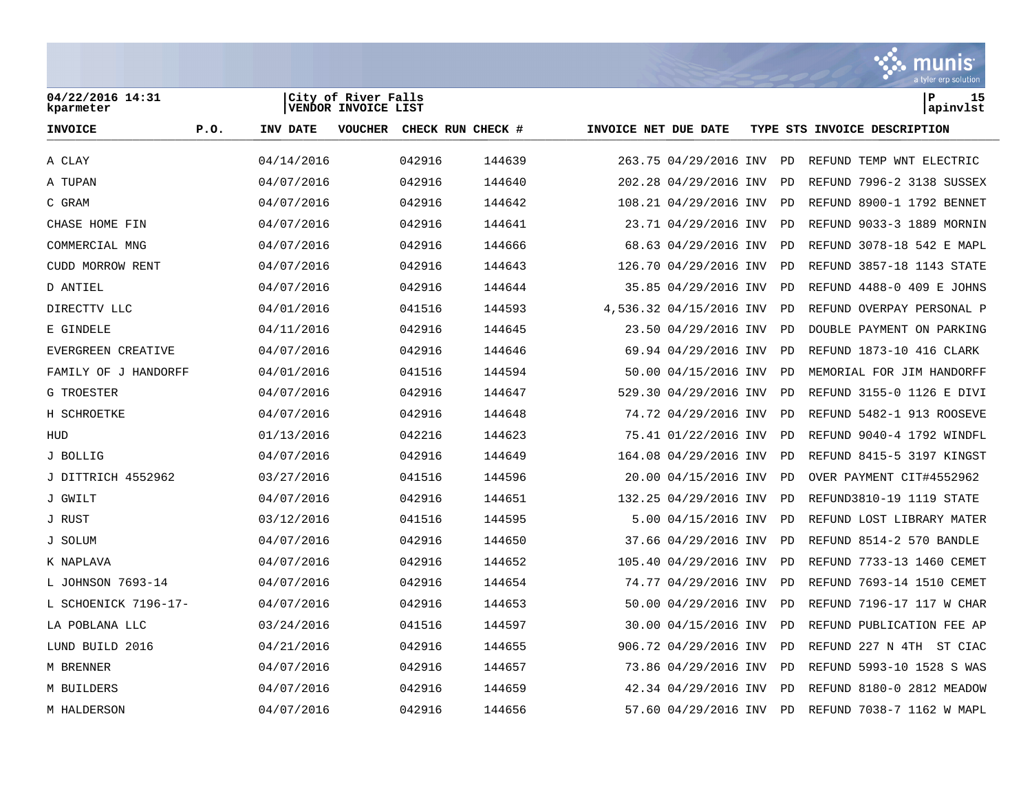04/22/2016 14:31
kparmeter

City of River Falls
VENDOR INVOICE LIST

P 15
apinvlst

| INVOICE | P.O. | INV DATE | VOUCHER | CHECK RUN | CHECK # | INVOICE NET | DUE DATE | TYPE | STS | INVOICE DESCRIPTION |
|---|---|---|---|---|---|---|---|---|---|---|
| A CLAY | | 04/14/2016 | | 042916 | 144639 | 263.75 | 04/29/2016 | INV | PD | REFUND TEMP WNT ELECTRIC |
| A TUPAN | | 04/07/2016 | | 042916 | 144640 | 202.28 | 04/29/2016 | INV | PD | REFUND 7996-2 3138 SUSSEX |
| C GRAM | | 04/07/2016 | | 042916 | 144642 | 108.21 | 04/29/2016 | INV | PD | REFUND 8900-1 1792 BENNET |
| CHASE HOME FIN | | 04/07/2016 | | 042916 | 144641 | 23.71 | 04/29/2016 | INV | PD | REFUND 9033-3 1889 MORNIN |
| COMMERCIAL MNG | | 04/07/2016 | | 042916 | 144666 | 68.63 | 04/29/2016 | INV | PD | REFUND 3078-18 542 E MAPL |
| CUDD MORROW RENT | | 04/07/2016 | | 042916 | 144643 | 126.70 | 04/29/2016 | INV | PD | REFUND 3857-18 1143 STATE |
| D ANTIEL | | 04/07/2016 | | 042916 | 144644 | 35.85 | 04/29/2016 | INV | PD | REFUND 4488-0 409 E JOHNS |
| DIRECTTV LLC | | 04/01/2016 | | 041516 | 144593 | 4,536.32 | 04/15/2016 | INV | PD | REFUND OVERPAY PERSONAL P |
| E GINDELE | | 04/11/2016 | | 042916 | 144645 | 23.50 | 04/29/2016 | INV | PD | DOUBLE PAYMENT ON PARKING |
| EVERGREEN CREATIVE | | 04/07/2016 | | 042916 | 144646 | 69.94 | 04/29/2016 | INV | PD | REFUND 1873-10 416 CLARK |
| FAMILY OF J HANDORFF | | 04/01/2016 | | 041516 | 144594 | 50.00 | 04/15/2016 | INV | PD | MEMORIAL FOR JIM HANDORFF |
| G TROESTER | | 04/07/2016 | | 042916 | 144647 | 529.30 | 04/29/2016 | INV | PD | REFUND 3155-0 1126 E DIVI |
| H SCHROETKE | | 04/07/2016 | | 042916 | 144648 | 74.72 | 04/29/2016 | INV | PD | REFUND 5482-1 913 ROOSEVE |
| HUD | | 01/13/2016 | | 042216 | 144623 | 75.41 | 01/22/2016 | INV | PD | REFUND 9040-4 1792 WINDFL |
| J BOLLIG | | 04/07/2016 | | 042916 | 144649 | 164.08 | 04/29/2016 | INV | PD | REFUND 8415-5 3197 KINGST |
| J DITTRICH 4552962 | | 03/27/2016 | | 041516 | 144596 | 20.00 | 04/15/2016 | INV | PD | OVER PAYMENT CIT#4552962 |
| J GWILT | | 04/07/2016 | | 042916 | 144651 | 132.25 | 04/29/2016 | INV | PD | REFUND3810-19 1119 STATE |
| J RUST | | 03/12/2016 | | 041516 | 144595 | 5.00 | 04/15/2016 | INV | PD | REFUND LOST LIBRARY MATER |
| J SOLUM | | 04/07/2016 | | 042916 | 144650 | 37.66 | 04/29/2016 | INV | PD | REFUND 8514-2 570 BANDLE |
| K NAPLAVA | | 04/07/2016 | | 042916 | 144652 | 105.40 | 04/29/2016 | INV | PD | REFUND 7733-13 1460 CEMET |
| L JOHNSON 7693-14 | | 04/07/2016 | | 042916 | 144654 | 74.77 | 04/29/2016 | INV | PD | REFUND 7693-14 1510 CEMET |
| L SCHOENICK 7196-17- | | 04/07/2016 | | 042916 | 144653 | 50.00 | 04/29/2016 | INV | PD | REFUND 7196-17 117 W CHAR |
| LA POBLANA LLC | | 03/24/2016 | | 041516 | 144597 | 30.00 | 04/15/2016 | INV | PD | REFUND PUBLICATION FEE AP |
| LUND BUILD 2016 | | 04/21/2016 | | 042916 | 144655 | 906.72 | 04/29/2016 | INV | PD | REFUND 227 N 4TH ST CIAC |
| M BRENNER | | 04/07/2016 | | 042916 | 144657 | 73.86 | 04/29/2016 | INV | PD | REFUND 5993-10 1528 S WAS |
| M BUILDERS | | 04/07/2016 | | 042916 | 144659 | 42.34 | 04/29/2016 | INV | PD | REFUND 8180-0 2812 MEADOW |
| M HALDERSON | | 04/07/2016 | | 042916 | 144656 | 57.60 | 04/29/2016 | INV | PD | REFUND 7038-7 1162 W MAPL |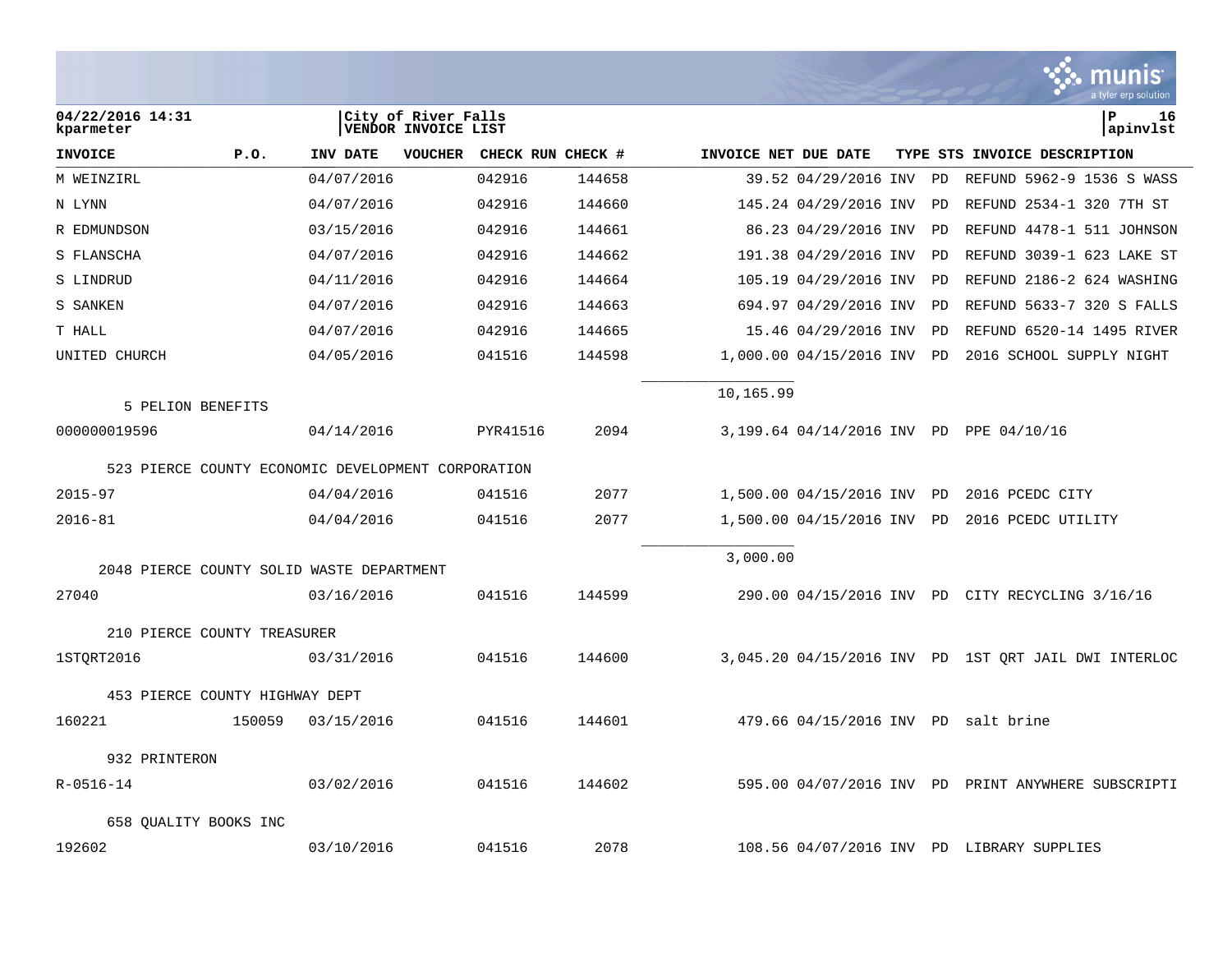04/22/2016 14:31
kparmeter

City of River Falls
VENDOR INVOICE LIST

P 16
apinvlst

| INVOICE | P.O. | INV DATE | VOUCHER | CHECK RUN | CHECK # | INVOICE NET | DUE DATE | TYPE | STS | INVOICE DESCRIPTION |
|---|---|---|---|---|---|---|---|---|---|---|
| M WEINZIRL | | 04/07/2016 | | 042916 | 144658 | 39.52 | 04/29/2016 | INV | PD | REFUND 5962-9 1536 S WASS |
| N LYNN | | 04/07/2016 | | 042916 | 144660 | 145.24 | 04/29/2016 | INV | PD | REFUND 2534-1 320 7TH ST |
| R EDMUNDSON | | 03/15/2016 | | 042916 | 144661 | 86.23 | 04/29/2016 | INV | PD | REFUND 4478-1 511 JOHNSON |
| S FLANSCHA | | 04/07/2016 | | 042916 | 144662 | 191.38 | 04/29/2016 | INV | PD | REFUND 3039-1 623 LAKE ST |
| S LINDRUD | | 04/11/2016 | | 042916 | 144664 | 105.19 | 04/29/2016 | INV | PD | REFUND 2186-2 624 WASHING |
| S SANKEN | | 04/07/2016 | | 042916 | 144663 | 694.97 | 04/29/2016 | INV | PD | REFUND 5633-7 320 S FALLS |
| T HALL | | 04/07/2016 | | 042916 | 144665 | 15.46 | 04/29/2016 | INV | PD | REFUND 6520-14 1495 RIVER |
| UNITED CHURCH | | 04/05/2016 | | 041516 | 144598 | 1,000.00 | 04/15/2016 | INV | PD | 2016 SCHOOL SUPPLY NIGHT |
| | | | | | | 10,165.99 | | | | |
| **5 PELION BENEFITS** | | | | | | | | | | |
| 000000019596 | | 04/14/2016 | | PYR41516 | 2094 | 3,199.64 | 04/14/2016 | INV | PD | PPE 04/10/16 |
| **523 PIERCE COUNTY ECONOMIC DEVELOPMENT CORPORATION** | | | | | | | | | | |
| 2015-97 | | 04/04/2016 | | 041516 | 2077 | 1,500.00 | 04/15/2016 | INV | PD | 2016 PCEDC CITY |
| 2016-81 | | 04/04/2016 | | 041516 | 2077 | 1,500.00 | 04/15/2016 | INV | PD | 2016 PCEDC UTILITY |
| | | | | | | 3,000.00 | | | | |
| **2048 PIERCE COUNTY SOLID WASTE DEPARTMENT** | | | | | | | | | | |
| 27040 | | 03/16/2016 | | 041516 | 144599 | 290.00 | 04/15/2016 | INV | PD | CITY RECYCLING 3/16/16 |
| **210 PIERCE COUNTY TREASURER** | | | | | | | | | | |
| 1STQRT2016 | | 03/31/2016 | | 041516 | 144600 | 3,045.20 | 04/15/2016 | INV | PD | 1ST QRT JAIL DWI INTERLOC |
| **453 PIERCE COUNTY HIGHWAY DEPT** | | | | | | | | | | |
| 160221 | 150059 | 03/15/2016 | | 041516 | 144601 | 479.66 | 04/15/2016 | INV | PD | salt brine |
| **932 PRINTERON** | | | | | | | | | | |
| R-0516-14 | | 03/02/2016 | | 041516 | 144602 | 595.00 | 04/07/2016 | INV | PD | PRINT ANYWHERE SUBSCRIPTI |
| **658 QUALITY BOOKS INC** | | | | | | | | | | |
| 192602 | | 03/10/2016 | | 041516 | 2078 | 108.56 | 04/07/2016 | INV | PD | LIBRARY SUPPLIES |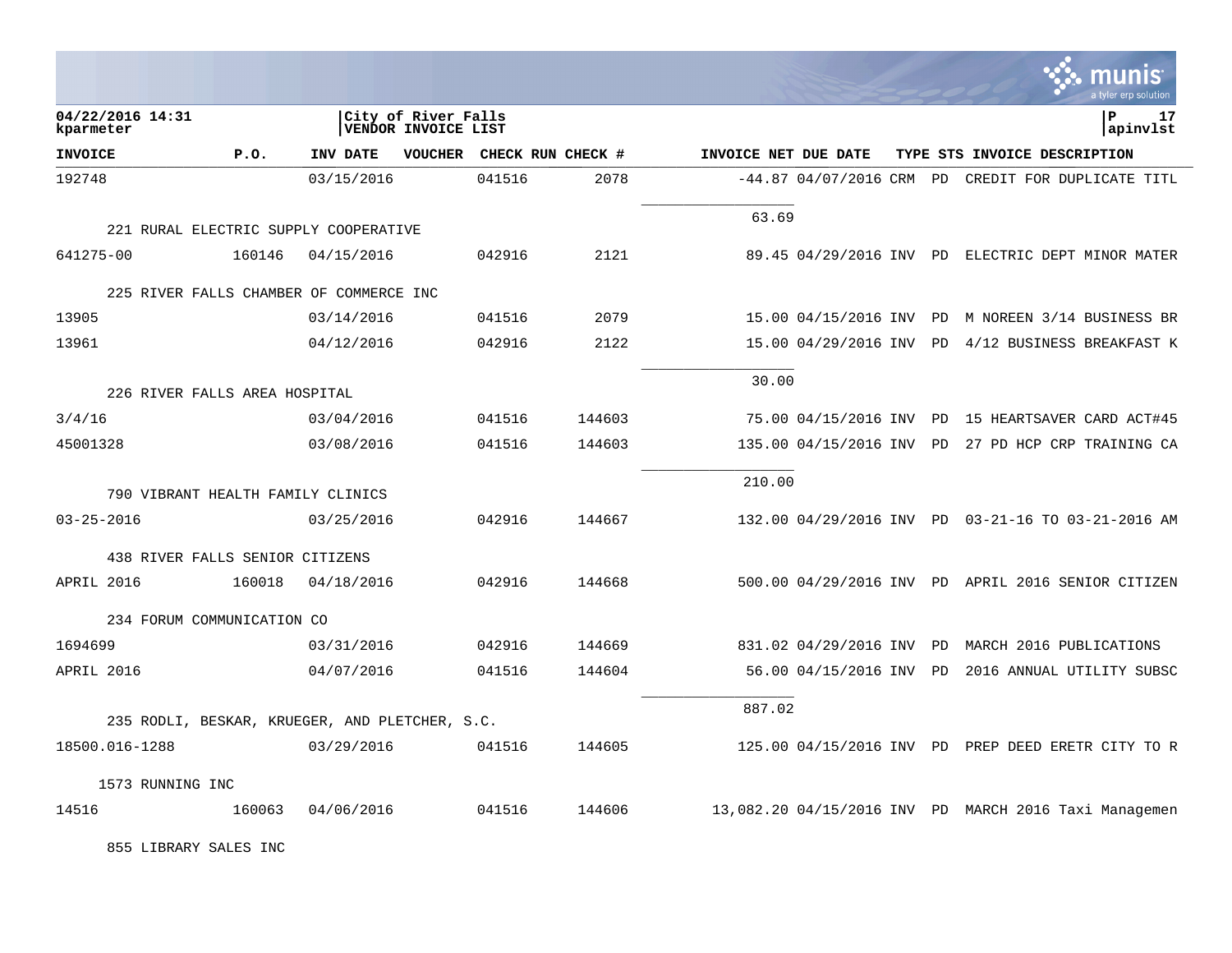City of River Falls
VENDOR INVOICE LIST

04/22/2016 14:31
kparmeter

| INVOICE | P.O. | INV DATE | VOUCHER | CHECK RUN | CHECK # | INVOICE NET | DUE DATE | TYPE | STS | INVOICE DESCRIPTION |
|---|---|---|---|---|---|---|---|---|---|---|
| 192748 | | 03/15/2016 | | 041516 | 2078 | -44.87 | 04/07/2016 | CRM | PD | CREDIT FOR DUPLICATE TITL |
| | | | | | | 63.69 | | | | |
| 221 RURAL ELECTRIC SUPPLY COOPERATIVE | | | | | | | | | | |
| 641275-00 | 160146 | 04/15/2016 | | 042916 | 2121 | 89.45 | 04/29/2016 | INV | PD | ELECTRIC DEPT MINOR MATER |
| 225 RIVER FALLS CHAMBER OF COMMERCE INC | | | | | | | | | | |
| 13905 | | 03/14/2016 | | 041516 | 2079 | 15.00 | 04/15/2016 | INV | PD | M NOREEN 3/14 BUSINESS BR |
| 13961 | | 04/12/2016 | | 042916 | 2122 | 15.00 | 04/29/2016 | INV | PD | 4/12 BUSINESS BREAKFAST K |
| | | | | | | 30.00 | | | | |
| 226 RIVER FALLS AREA HOSPITAL | | | | | | | | | | |
| 3/4/16 | | 03/04/2016 | | 041516 | 144603 | 75.00 | 04/15/2016 | INV | PD | 15 HEARTSAVER CARD ACT#45 |
| 45001328 | | 03/08/2016 | | 041516 | 144603 | 135.00 | 04/15/2016 | INV | PD | 27 PD HCP CRP TRAINING CA |
| | | | | | | 210.00 | | | | |
| 790 VIBRANT HEALTH FAMILY CLINICS | | | | | | | | | | |
| 03-25-2016 | | 03/25/2016 | | 042916 | 144667 | 132.00 | 04/29/2016 | INV | PD | 03-21-16 TO 03-21-2016 AM |
| 438 RIVER FALLS SENIOR CITIZENS | | | | | | | | | | |
| APRIL 2016 | 160018 | 04/18/2016 | | 042916 | 144668 | 500.00 | 04/29/2016 | INV | PD | APRIL 2016 SENIOR CITIZEN |
| 234 FORUM COMMUNICATION CO | | | | | | | | | | |
| 1694699 | | 03/31/2016 | | 042916 | 144669 | 831.02 | 04/29/2016 | INV | PD | MARCH 2016 PUBLICATIONS |
| APRIL 2016 | | 04/07/2016 | | 041516 | 144604 | 56.00 | 04/15/2016 | INV | PD | 2016 ANNUAL UTILITY SUBSC |
| | | | | | | 887.02 | | | | |
| 235 RODLI, BESKAR, KRUEGER, AND PLETCHER, S.C. | | | | | | | | | | |
| 18500.016-1288 | | 03/29/2016 | | 041516 | 144605 | 125.00 | 04/15/2016 | INV | PD | PREP DEED ERETR CITY TO R |
| 1573 RUNNING INC | | | | | | | | | | |
| 14516 | 160063 | 04/06/2016 | | 041516 | 144606 | 13,082.20 | 04/15/2016 | INV | PD | MARCH 2016 Taxi Managemen |
| 855 LIBRARY SALES INC | | | | | | | | | | |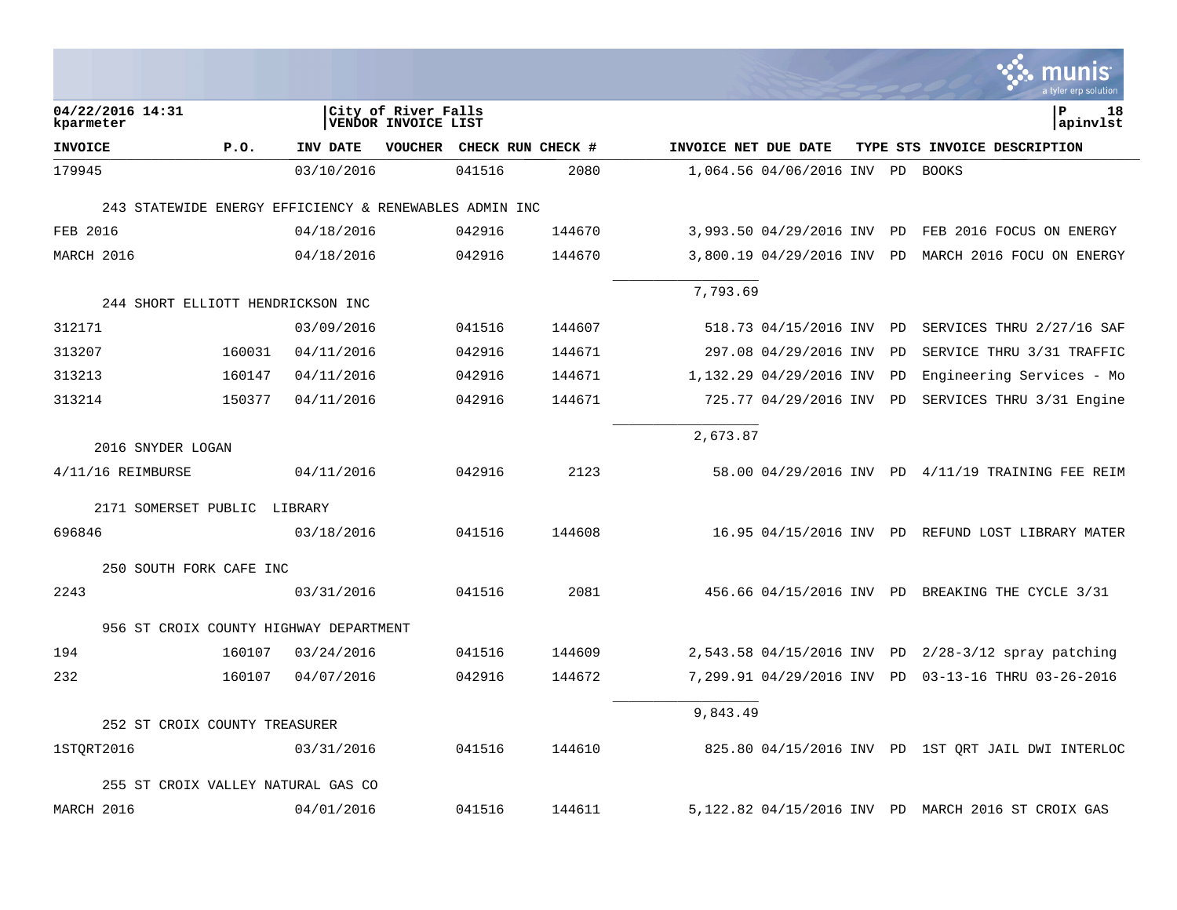04/22/2016 14:31
kparmeter

City of River Falls
VENDOR INVOICE LIST

P 18
apinvlst

| INVOICE | P.O. | INV DATE | VOUCHER | CHECK RUN | CHECK # | INVOICE NET | DUE DATE | TYPE | STS | INVOICE DESCRIPTION |
|---|---|---|---|---|---|---|---|---|---|---|
| 179945 | | 03/10/2016 | | 041516 | 2080 | 1,064.56 | 04/06/2016 | INV | PD | BOOKS |
| 243 STATEWIDE ENERGY EFFICIENCY & RENEWABLES ADMIN INC | | | | | | | | | | |
| FEB 2016 | | 04/18/2016 | | 042916 | 144670 | 3,993.50 | 04/29/2016 | INV | PD | FEB 2016 FOCUS ON ENERGY |
| MARCH 2016 | | 04/18/2016 | | 042916 | 144670 | 3,800.19 | 04/29/2016 | INV | PD | MARCH 2016 FOCU ON ENERGY |
| | | | | | | 7,793.69 | | | | |
| 244 SHORT ELLIOTT HENDRICKSON INC | | | | | | | | | | |
| 312171 | | 03/09/2016 | | 041516 | 144607 | 518.73 | 04/15/2016 | INV | PD | SERVICES THRU 2/27/16 SAF |
| 313207 | 160031 | 04/11/2016 | | 042916 | 144671 | 297.08 | 04/29/2016 | INV | PD | SERVICE THRU 3/31 TRAFFIC |
| 313213 | 160147 | 04/11/2016 | | 042916 | 144671 | 1,132.29 | 04/29/2016 | INV | PD | Engineering Services - Mo |
| 313214 | 150377 | 04/11/2016 | | 042916 | 144671 | 725.77 | 04/29/2016 | INV | PD | SERVICES THRU 3/31 Engine |
| | | | | | | 2,673.87 | | | | |
| 2016 SNYDER LOGAN | | | | | | | | | | |
| 4/11/16 REIMBURSE | | 04/11/2016 | | 042916 | 2123 | 58.00 | 04/29/2016 | INV | PD | 4/11/19 TRAINING FEE REIM |
| 2171 SOMERSET PUBLIC LIBRARY | | | | | | | | | | |
| 696846 | | 03/18/2016 | | 041516 | 144608 | 16.95 | 04/15/2016 | INV | PD | REFUND LOST LIBRARY MATER |
| 250 SOUTH FORK CAFE INC | | | | | | | | | | |
| 2243 | | 03/31/2016 | | 041516 | 2081 | 456.66 | 04/15/2016 | INV | PD | BREAKING THE CYCLE 3/31 |
| 956 ST CROIX COUNTY HIGHWAY DEPARTMENT | | | | | | | | | | |
| 194 | 160107 | 03/24/2016 | | 041516 | 144609 | 2,543.58 | 04/15/2016 | INV | PD | 2/28-3/12 spray patching |
| 232 | 160107 | 04/07/2016 | | 042916 | 144672 | 7,299.91 | 04/29/2016 | INV | PD | 03-13-16 THRU 03-26-2016 |
| | | | | | | 9,843.49 | | | | |
| 252 ST CROIX COUNTY TREASURER | | | | | | | | | | |
| 1STQRT2016 | | 03/31/2016 | | 041516 | 144610 | 825.80 | 04/15/2016 | INV | PD | 1ST QRT JAIL DWI INTERLOC |
| 255 ST CROIX VALLEY NATURAL GAS CO | | | | | | | | | | |
| MARCH 2016 | | 04/01/2016 | | 041516 | 144611 | 5,122.82 | 04/15/2016 | INV | PD | MARCH 2016 ST CROIX GAS |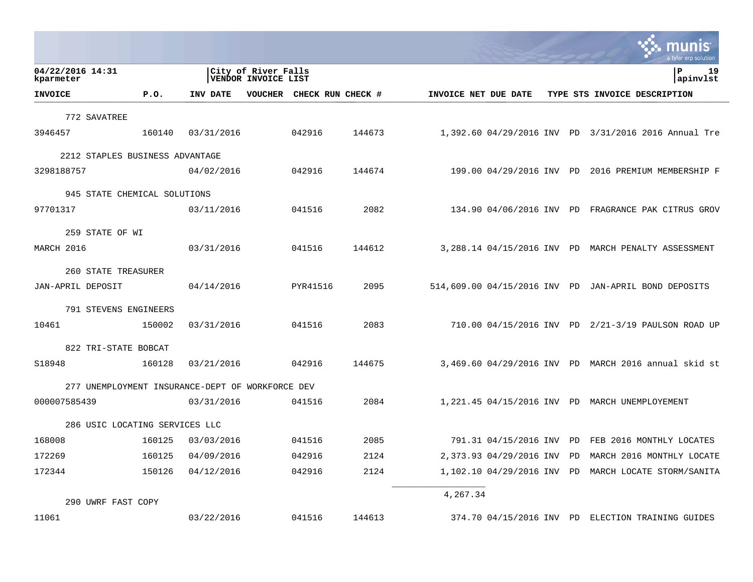04/22/2016 14:31 | City of River Falls | P 19
kparmeter | VENDOR INVOICE LIST | apinvlst

| INVOICE | P.O. | INV DATE | VOUCHER | CHECK RUN | CHECK # | INVOICE NET | DUE DATE | TYPE | STS | INVOICE DESCRIPTION |
|---|---|---|---|---|---|---|---|---|---|---|
| 772 SAVATREE | | | | | | | | | | |
| 3946457 | 160140 | 03/31/2016 | | 042916 | 144673 | 1,392.60 | 04/29/2016 | INV | PD | 3/31/2016 2016 Annual Tre |
| 2212 STAPLES BUSINESS ADVANTAGE | | | | | | | | | | |
| 3298188757 | | 04/02/2016 | | 042916 | 144674 | 199.00 | 04/29/2016 | INV | PD | 2016 PREMIUM MEMBERSHIP F |
| 945 STATE CHEMICAL SOLUTIONS | | | | | | | | | | |
| 97701317 | | 03/11/2016 | | 041516 | 2082 | 134.90 | 04/06/2016 | INV | PD | FRAGRANCE PAK CITRUS GROV |
| 259 STATE OF WI | | | | | | | | | | |
| MARCH 2016 | | 03/31/2016 | | 041516 | 144612 | 3,288.14 | 04/15/2016 | INV | PD | MARCH PENALTY ASSESSMENT |
| 260 STATE TREASURER | | | | | | | | | | |
| JAN-APRIL DEPOSIT | | 04/14/2016 | | PYR41516 | 2095 | 514,609.00 | 04/15/2016 | INV | PD | JAN-APRIL BOND DEPOSITS |
| 791 STEVENS ENGINEERS | | | | | | | | | | |
| 10461 | 150002 | 03/31/2016 | | 041516 | 2083 | 710.00 | 04/15/2016 | INV | PD | 2/21-3/19 PAULSON ROAD UP |
| 822 TRI-STATE BOBCAT | | | | | | | | | | |
| S18948 | 160128 | 03/21/2016 | | 042916 | 144675 | 3,469.60 | 04/29/2016 | INV | PD | MARCH 2016 annual skid st |
| 277 UNEMPLOYMENT INSURANCE-DEPT OF WORKFORCE DEV | | | | | | | | | | |
| 000007585439 | | 03/31/2016 | | 041516 | 2084 | 1,221.45 | 04/15/2016 | INV | PD | MARCH UNEMPLOYEMENT |
| 286 USIC LOCATING SERVICES LLC | | | | | | | | | | |
| 168008 | 160125 | 03/03/2016 | | 041516 | 2085 | 791.31 | 04/15/2016 | INV | PD | FEB 2016 MONTHLY LOCATES |
| 172269 | 160125 | 04/09/2016 | | 042916 | 2124 | 2,373.93 | 04/29/2016 | INV | PD | MARCH 2016 MONTHLY LOCATE |
| 172344 | 150126 | 04/12/2016 | | 042916 | 2124 | 1,102.10 | 04/29/2016 | INV | PD | MARCH LOCATE STORM/SANITA |
| | | | | | | 4,267.34 | | | | |
| 290 UWRF FAST COPY | | | | | | | | | | |
| 11061 | | 03/22/2016 | | 041516 | 144613 | 374.70 | 04/15/2016 | INV | PD | ELECTION TRAINING GUIDES |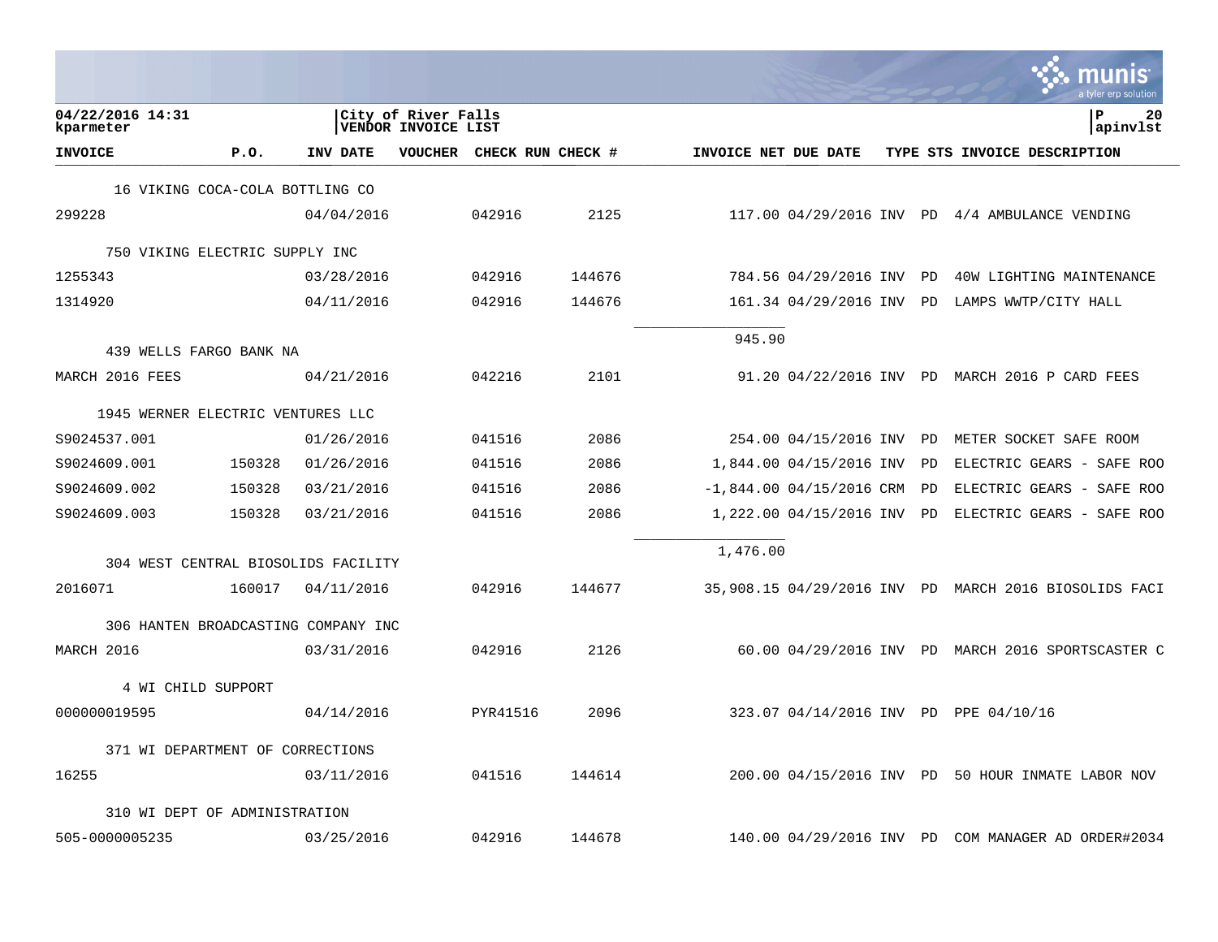04/22/2016 14:31 kparameter | City of River Falls VENDOR INVOICE LIST | P 20 apinvlst

| INVOICE | P.O. | INV DATE | VOUCHER | CHECK RUN | CHECK # | INVOICE NET | DUE DATE | TYPE | STS | INVOICE DESCRIPTION |
|---|---|---|---|---|---|---|---|---|---|---|
| 16 VIKING COCA-COLA BOTTLING CO | | | | | | | | | | |
| 299228 | | 04/04/2016 | | 042916 | 2125 | 117.00 | 04/29/2016 | INV | PD | 4/4 AMBULANCE VENDING |
| 750 VIKING ELECTRIC SUPPLY INC | | | | | | | | | | |
| 1255343 | | 03/28/2016 | | 042916 | 144676 | 784.56 | 04/29/2016 | INV | PD | 40W LIGHTING MAINTENANCE |
| 1314920 | | 04/11/2016 | | 042916 | 144676 | 161.34 | 04/29/2016 | INV | PD | LAMPS WWTP/CITY HALL |
| | | | | | | 945.90 | | | | |
| 439 WELLS FARGO BANK NA | | | | | | | | | | |
| MARCH 2016 FEES | | 04/21/2016 | | 042216 | 2101 | 91.20 | 04/22/2016 | INV | PD | MARCH 2016 P CARD FEES |
| 1945 WERNER ELECTRIC VENTURES LLC | | | | | | | | | | |
| S9024537.001 | | 01/26/2016 | | 041516 | 2086 | 254.00 | 04/15/2016 | INV | PD | METER SOCKET SAFE ROOM |
| S9024609.001 | 150328 | 01/26/2016 | | 041516 | 2086 | 1,844.00 | 04/15/2016 | INV | PD | ELECTRIC GEARS - SAFE ROO |
| S9024609.002 | 150328 | 03/21/2016 | | 041516 | 2086 | -1,844.00 | 04/15/2016 | CRM | PD | ELECTRIC GEARS - SAFE ROO |
| S9024609.003 | 150328 | 03/21/2016 | | 041516 | 2086 | 1,222.00 | 04/15/2016 | INV | PD | ELECTRIC GEARS - SAFE ROO |
| | | | | | | 1,476.00 | | | | |
| 304 WEST CENTRAL BIOSOLIDS FACILITY | | | | | | | | | | |
| 2016071 | 160017 | 04/11/2016 | | 042916 | 144677 | 35,908.15 | 04/29/2016 | INV | PD | MARCH 2016 BIOSOLIDS FACI |
| 306 HANTEN BROADCASTING COMPANY INC | | | | | | | | | | |
| MARCH 2016 | | 03/31/2016 | | 042916 | 2126 | 60.00 | 04/29/2016 | INV | PD | MARCH 2016 SPORTSCASTER C |
| 4 WI CHILD SUPPORT | | | | | | | | | | |
| 000000019595 | | 04/14/2016 | | PYR41516 | 2096 | 323.07 | 04/14/2016 | INV | PD | PPE 04/10/16 |
| 371 WI DEPARTMENT OF CORRECTIONS | | | | | | | | | | |
| 16255 | | 03/11/2016 | | 041516 | 144614 | 200.00 | 04/15/2016 | INV | PD | 50 HOUR INMATE LABOR NOV |
| 310 WI DEPT OF ADMINISTRATION | | | | | | | | | | |
| 505-0000005235 | | 03/25/2016 | | 042916 | 144678 | 140.00 | 04/29/2016 | INV | PD | COM MANAGER AD ORDER#2034 |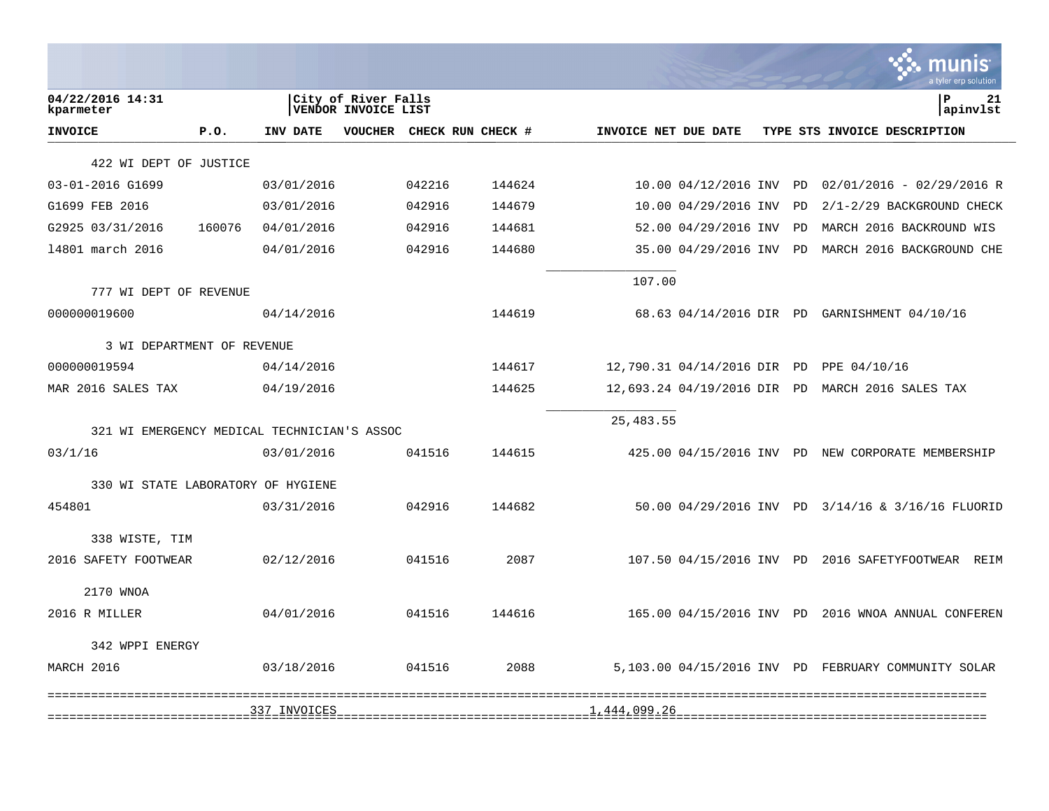| INVOICE | P.O. | INV DATE | VOUCHER | CHECK RUN | CHECK # | INVOICE NET | DUE DATE | TYPE | STS | INVOICE DESCRIPTION |
|---|---|---|---|---|---|---|---|---|---|---|
| **422 WI DEPT OF JUSTICE** | | | | | | | | | | |
| 03-01-2016 G1699 | | 03/01/2016 | | 042216 | 144624 | 10.00 | 04/12/2016 | INV | PD | 02/01/2016 - 02/29/2016 R |
| G1699 FEB 2016 | | 03/01/2016 | | 042916 | 144679 | 10.00 | 04/29/2016 | INV | PD | 2/1-2/29 BACKGROUND CHECK |
| G2925 03/31/2016 | 160076 | 04/01/2016 | | 042916 | 144681 | 52.00 | 04/29/2016 | INV | PD | MARCH 2016 BACKROUND WIS |
| 14801 march 2016 | | 04/01/2016 | | 042916 | 144680 | 35.00 | 04/29/2016 | INV | PD | MARCH 2016 BACKGROUND CHE |
| | | | | | | 107.00 | | | | |
| **777 WI DEPT OF REVENUE** | | | | | | | | | | |
| 000000019600 | | 04/14/2016 | | | 144619 | 68.63 | 04/14/2016 | DIR | PD | GARNISHMENT 04/10/16 |
| **3 WI DEPARTMENT OF REVENUE** | | | | | | | | | | |
| 000000019594 | | 04/14/2016 | | | 144617 | 12,790.31 | 04/14/2016 | DIR | PD | PPE 04/10/16 |
| MAR 2016 SALES TAX | | 04/19/2016 | | | 144625 | 12,693.24 | 04/19/2016 | DIR | PD | MARCH 2016 SALES TAX |
| | | | | | | 25,483.55 | | | | |
| **321 WI EMERGENCY MEDICAL TECHNICIAN'S ASSOC** | | | | | | | | | | |
| 03/1/16 | | 03/01/2016 | | 041516 | 144615 | 425.00 | 04/15/2016 | INV | PD | NEW CORPORATE MEMBERSHIP |
| **330 WI STATE LABORATORY OF HYGIENE** | | | | | | | | | | |
| 454801 | | 03/31/2016 | | 042916 | 144682 | 50.00 | 04/29/2016 | INV | PD | 3/14/16 & 3/16/16 FLUORID |
| **338 WISTE, TIM** | | | | | | | | | | |
| 2016 SAFETY FOOTWEAR | | 02/12/2016 | | 041516 | 2087 | 107.50 | 04/15/2016 | INV | PD | 2016 SAFETYFOOTWEAR REIM |
| **2170 WNOA** | | | | | | | | | | |
| 2016 R MILLER | | 04/01/2016 | | 041516 | 144616 | 165.00 | 04/15/2016 | INV | PD | 2016 WNOA ANNUAL CONFEREN |
| **342 WPPI ENERGY** | | | | | | | | | | |
| MARCH 2016 | | 03/18/2016 | | 041516 | 2088 | 5,103.00 | 04/15/2016 | INV | PD | FEBRUARY COMMUNITY SOLAR |
| | | 337 INVOICES | | | | 1,444,099.26 | | | | |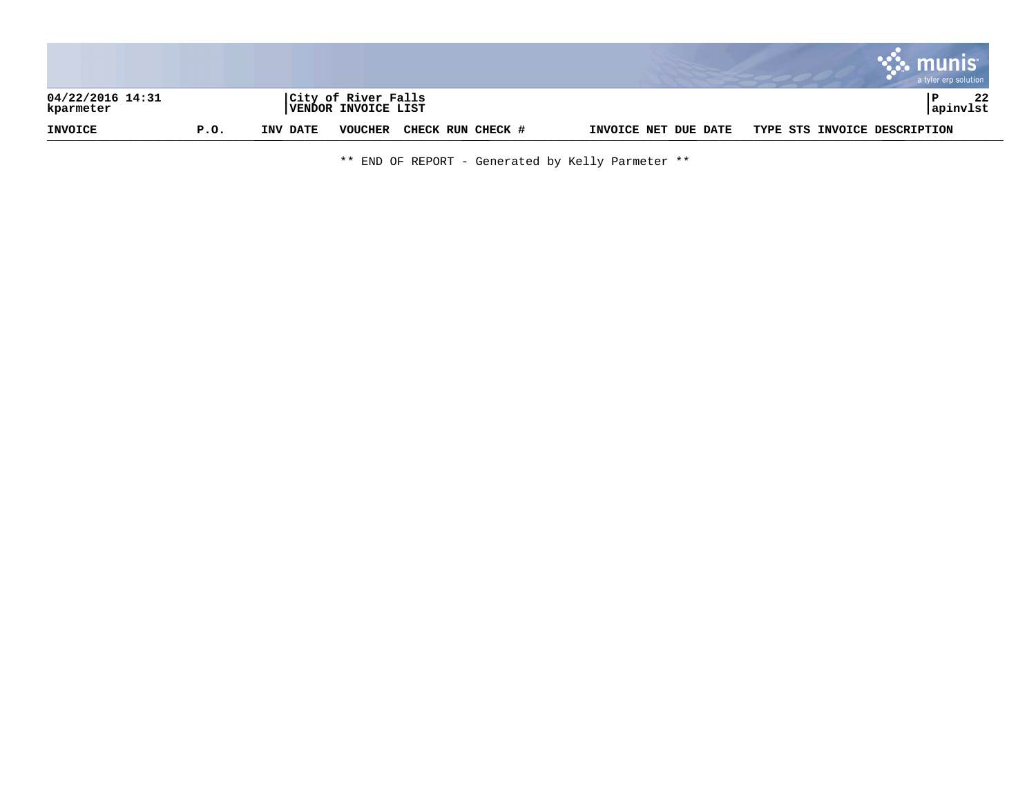| INVOICE | P.O. | INV DATE | VOUCHER | CHECK RUN | CHECK # | INVOICE NET | DUE DATE | TYPE | STS | INVOICE DESCRIPTION |
|---|---|---|---|---|---|---|---|---|---|---|

** END OF REPORT - Generated by Kelly Parmeter **